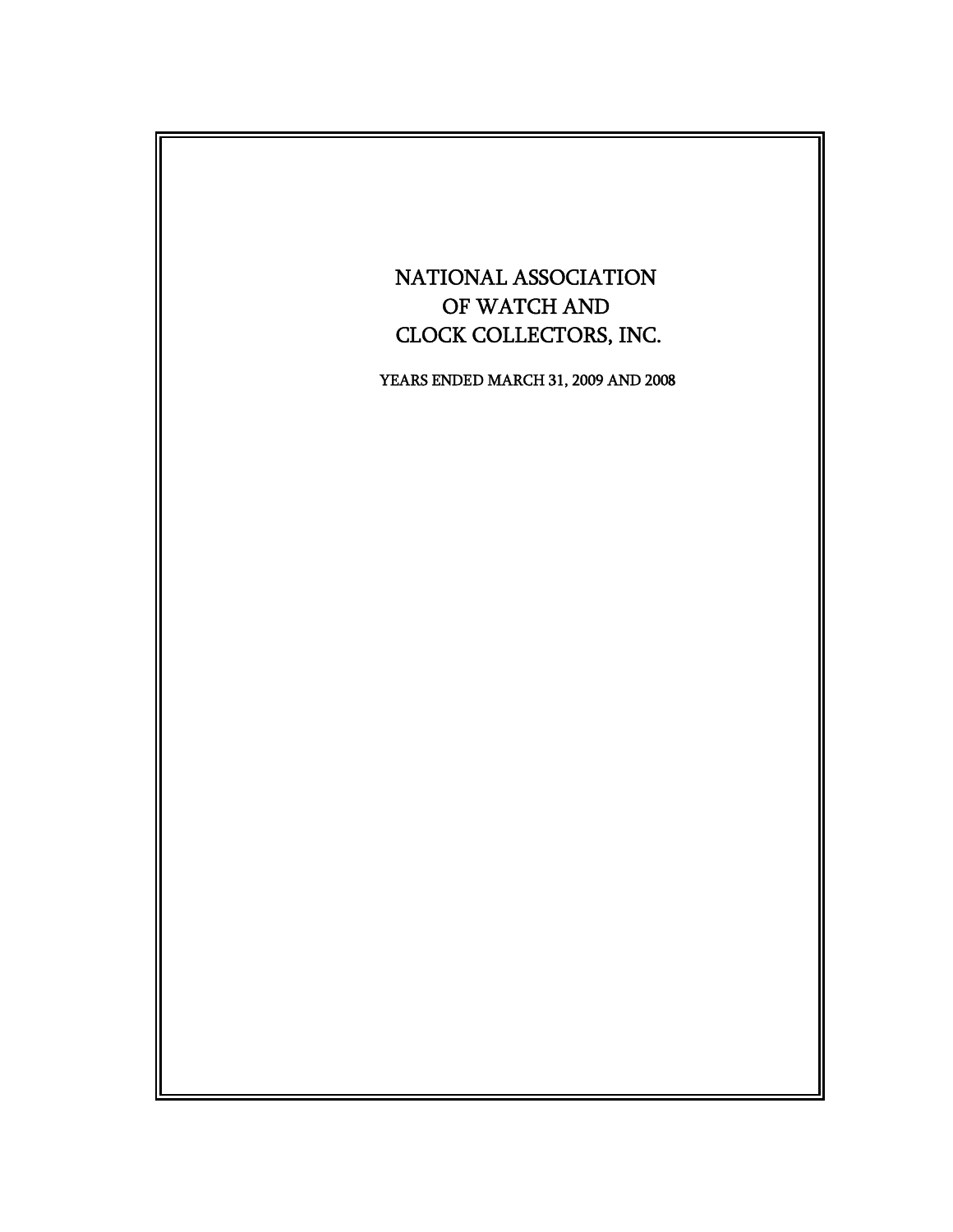# NATIONAL ASSOCIATION OF WATCH AND CLOCK COLLECTORS, INC.

YEARS ENDED MARCH 31, 2009 AND 2008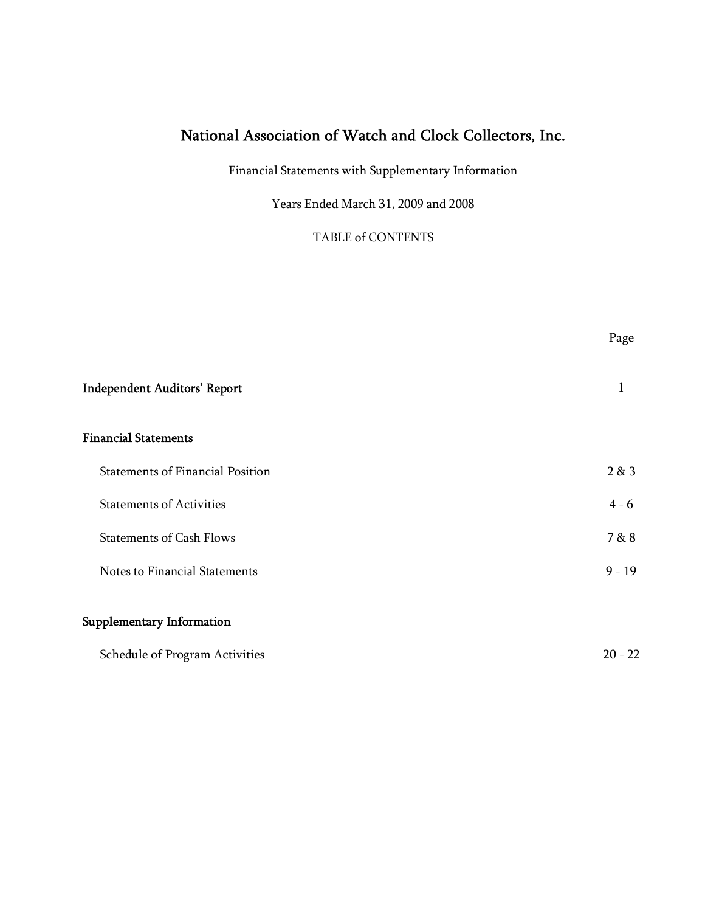# National Association of Watch and Clock Collectors, Inc.

Financial Statements with Supplementary Information

Years Ended March 31, 2009 and 2008

TABLE of CONTENTS

| | Page |
|---|---|
| **Independent Auditors' Report** | 1 |
| **Financial Statements** | |
| Statements of Financial Position | 2 & 3 |
| Statements of Activities | 4 - 6 |
| Statements of Cash Flows | 7 & 8 |
| Notes to Financial Statements | 9 - 19 |
| **Supplementary Information** | |
| Schedule of Program Activities | 20 - 22 |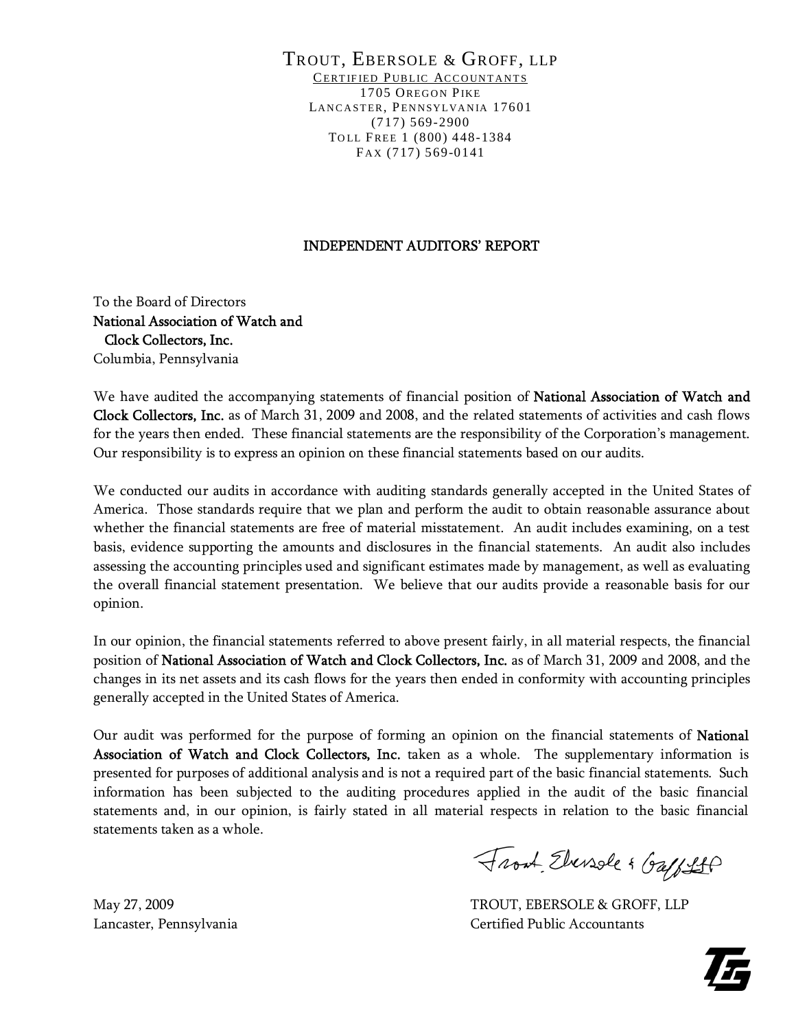TROUT, EBERSOLE & GROFF, LLP
CERTIFIED PUBLIC ACCOUNTANTS
1705 OREGON PIKE
LANCASTER, PENNSYLVANIA 17601
(717) 569-2900
TOLL FREE 1 (800) 448-1384
FAX (717) 569-0141

## INDEPENDENT AUDITORS' REPORT

To the Board of Directors
**National Association of Watch and Clock Collectors, Inc.**
Columbia, Pennsylvania

We have audited the accompanying statements of financial position of **National Association of Watch and Clock Collectors, Inc.** as of March 31, 2009 and 2008, and the related statements of activities and cash flows for the years then ended. These financial statements are the responsibility of the Corporation's management. Our responsibility is to express an opinion on these financial statements based on our audits.

We conducted our audits in accordance with auditing standards generally accepted in the United States of America. Those standards require that we plan and perform the audit to obtain reasonable assurance about whether the financial statements are free of material misstatement. An audit includes examining, on a test basis, evidence supporting the amounts and disclosures in the financial statements. An audit also includes assessing the accounting principles used and significant estimates made by management, as well as evaluating the overall financial statement presentation. We believe that our audits provide a reasonable basis for our opinion.

In our opinion, the financial statements referred to above present fairly, in all material respects, the financial position of **National Association of Watch and Clock Collectors, Inc.** as of March 31, 2009 and 2008, and the changes in its net assets and its cash flows for the years then ended in conformity with accounting principles generally accepted in the United States of America.

Our audit was performed for the purpose of forming an opinion on the financial statements of **National Association of Watch and Clock Collectors, Inc.** taken as a whole. The supplementary information is presented for purposes of additional analysis and is not a required part of the basic financial statements. Such information has been subjected to the auditing procedures applied in the audit of the basic financial statements and, in our opinion, is fairly stated in all material respects in relation to the basic financial statements taken as a whole.

Trout, Ebersole & Groff LLP

May 27, 2009
Lancaster, Pennsylvania

TROUT, EBERSOLE & GROFF, LLP
Certified Public Accountants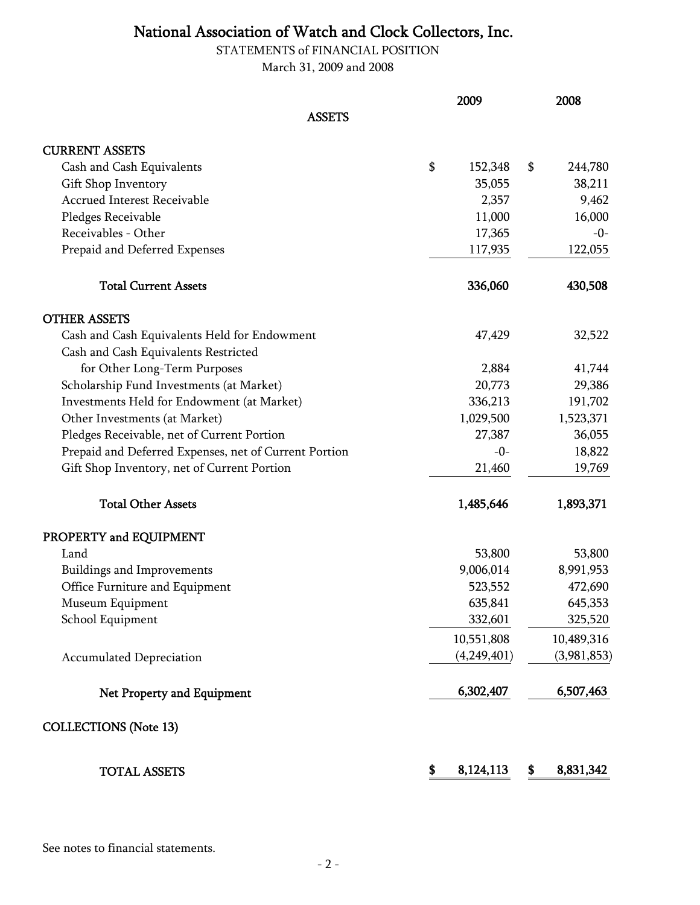# National Association of Watch and Clock Collectors, Inc.

STATEMENTS of FINANCIAL POSITION

March 31, 2009 and 2008

| ASSETS | 2009 | 2008 |
|---|---|---|
| **CURRENT ASSETS** | | |
| Cash and Cash Equivalents | $ 152,348 | $ 244,780 |
| Gift Shop Inventory | 35,055 | 38,211 |
| Accrued Interest Receivable | 2,357 | 9,462 |
| Pledges Receivable | 11,000 | 16,000 |
| Receivables - Other | 17,365 | -0- |
| Prepaid and Deferred Expenses | 117,935 | 122,055 |
| **Total Current Assets** | **336,060** | **430,508** |
| **OTHER ASSETS** | | |
| Cash and Cash Equivalents Held for Endowment | 47,429 | 32,522 |
| Cash and Cash Equivalents Restricted for Other Long-Term Purposes | 2,884 | 41,744 |
| Scholarship Fund Investments (at Market) | 20,773 | 29,386 |
| Investments Held for Endowment (at Market) | 336,213 | 191,702 |
| Other Investments (at Market) | 1,029,500 | 1,523,371 |
| Pledges Receivable, net of Current Portion | 27,387 | 36,055 |
| Prepaid and Deferred Expenses, net of Current Portion | -0- | 18,822 |
| Gift Shop Inventory, net of Current Portion | 21,460 | 19,769 |
| **Total Other Assets** | **1,485,646** | **1,893,371** |
| **PROPERTY and EQUIPMENT** | | |
| Land | 53,800 | 53,800 |
| Buildings and Improvements | 9,006,014 | 8,991,953 |
| Office Furniture and Equipment | 523,552 | 472,690 |
| Museum Equipment | 635,841 | 645,353 |
| School Equipment | 332,601 | 325,520 |
| | 10,551,808 | 10,489,316 |
| Accumulated Depreciation | (4,249,401) | (3,981,853) |
| **Net Property and Equipment** | **6,302,407** | **6,507,463** |
| **COLLECTIONS (Note 13)** | | |
| **TOTAL ASSETS** | **$ 8,124,113** | **$ 8,831,342** |

See notes to financial statements.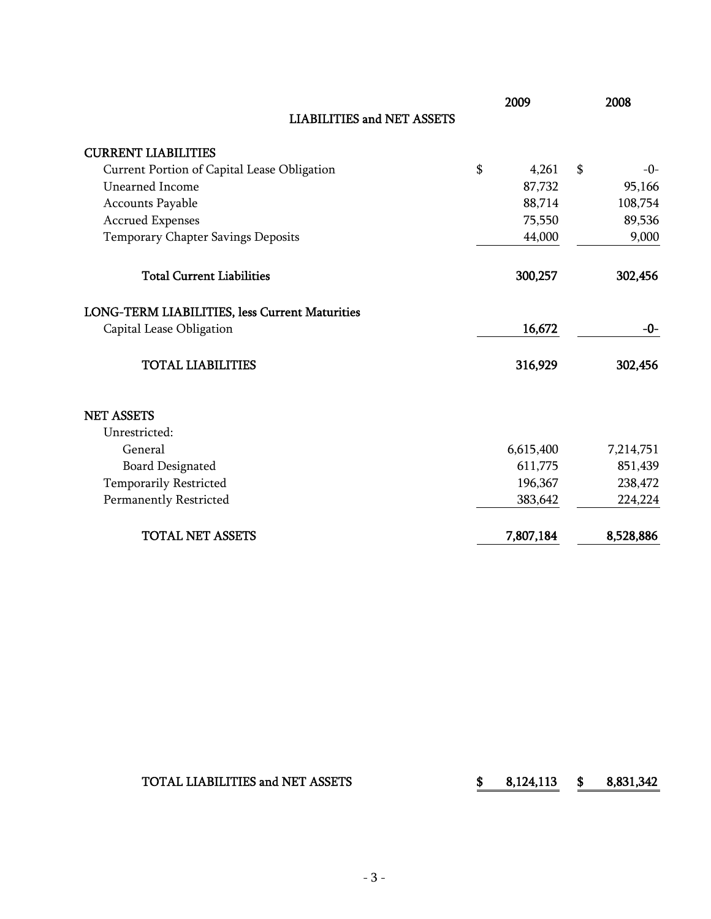| LIABILITIES and NET ASSETS | 2009 | 2008 |
|---|---|---|
| **CURRENT LIABILITIES** | | |
| Current Portion of Capital Lease Obligation | $ 4,261 | $ -0- |
| Unearned Income | 87,732 | 95,166 |
| Accounts Payable | 88,714 | 108,754 |
| Accrued Expenses | 75,550 | 89,536 |
| Temporary Chapter Savings Deposits | 44,000 | 9,000 |
| **Total Current Liabilities** | **300,257** | **302,456** |
| **LONG-TERM LIABILITIES, less Current Maturities** | | |
| Capital Lease Obligation | **16,672** | **-0-** |
| **TOTAL LIABILITIES** | **316,929** | **302,456** |
| **NET ASSETS** | | |
| Unrestricted: | | |
| General | 6,615,400 | 7,214,751 |
| Board Designated | 611,775 | 851,439 |
| Temporarily Restricted | 196,367 | 238,472 |
| Permanently Restricted | 383,642 | 224,224 |
| **TOTAL NET ASSETS** | **7,807,184** | **8,528,886** |
| **TOTAL LIABILITIES and NET ASSETS** | **$ 8,124,113** | **$ 8,831,342** |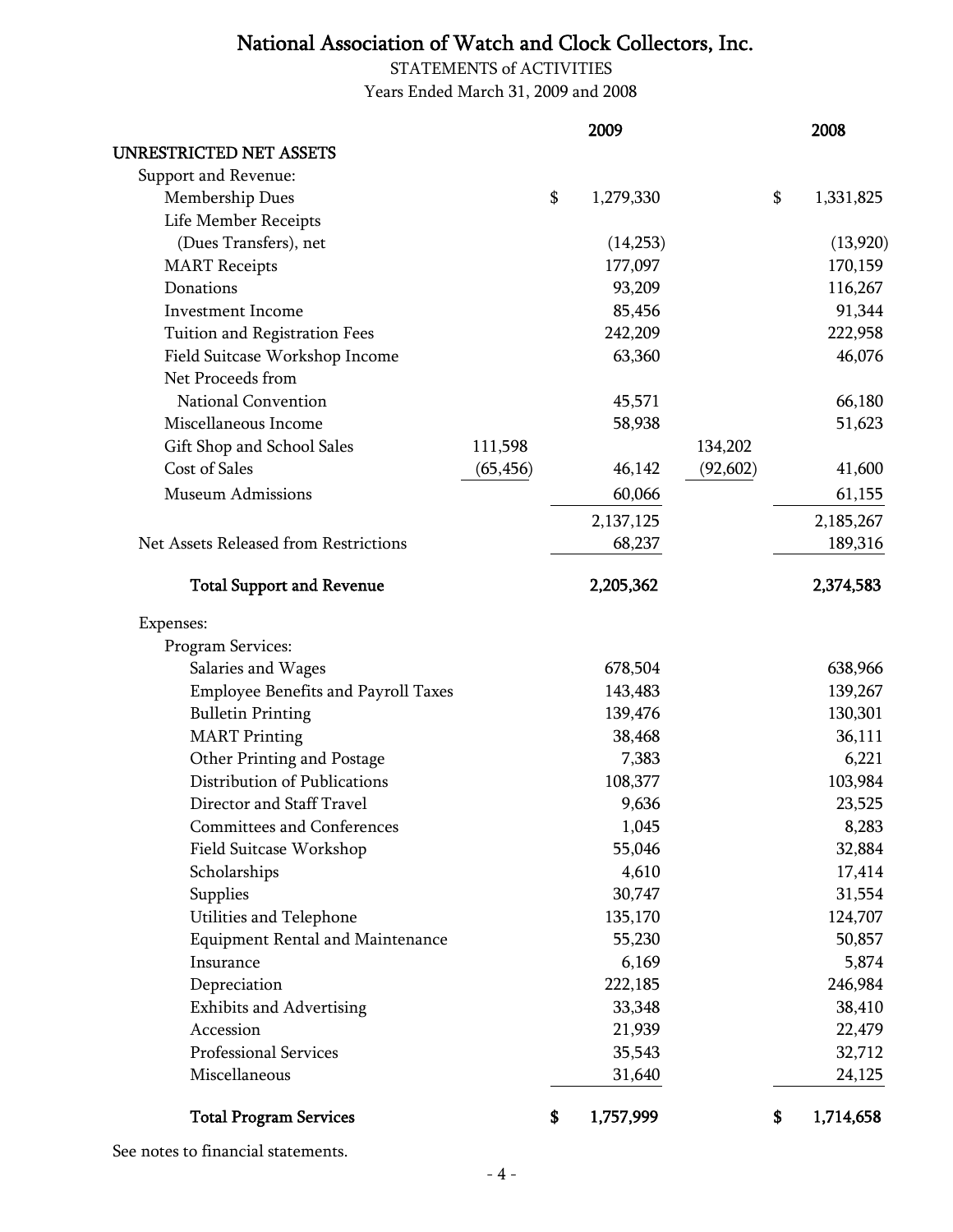# National Association of Watch and Clock Collectors, Inc.

STATEMENTS of ACTIVITIES

Years Ended March 31, 2009 and 2008

| | | 2009 | | 2008 |
|---|---|---|---|---|
| **UNRESTRICTED NET ASSETS** | | | | |
| Support and Revenue: | | | | |
| Membership Dues | | $ 1,279,330 | | $ 1,331,825 |
| Life Member Receipts (Dues Transfers), net | | (14,253) | | (13,920) |
| MART Receipts | | 177,097 | | 170,159 |
| Donations | | 93,209 | | 116,267 |
| Investment Income | | 85,456 | | 91,344 |
| Tuition and Registration Fees | | 242,209 | | 222,958 |
| Field Suitcase Workshop Income | | 63,360 | | 46,076 |
| Net Proceeds from National Convention | | 45,571 | | 66,180 |
| Miscellaneous Income | | 58,938 | | 51,623 |
| Gift Shop and School Sales | 111,598 | | 134,202 | |
| Cost of Sales | (65,456) | 46,142 | (92,602) | 41,600 |
| Museum Admissions | | 60,066 | | 61,155 |
| | | 2,137,125 | | 2,185,267 |
| Net Assets Released from Restrictions | | 68,237 | | 189,316 |
| **Total Support and Revenue** | | **2,205,362** | | **2,374,583** |
| Expenses: | | | | |
| Program Services: | | | | |
| Salaries and Wages | | 678,504 | | 638,966 |
| Employee Benefits and Payroll Taxes | | 143,483 | | 139,267 |
| Bulletin Printing | | 139,476 | | 130,301 |
| MART Printing | | 38,468 | | 36,111 |
| Other Printing and Postage | | 7,383 | | 6,221 |
| Distribution of Publications | | 108,377 | | 103,984 |
| Director and Staff Travel | | 9,636 | | 23,525 |
| Committees and Conferences | | 1,045 | | 8,283 |
| Field Suitcase Workshop | | 55,046 | | 32,884 |
| Scholarships | | 4,610 | | 17,414 |
| Supplies | | 30,747 | | 31,554 |
| Utilities and Telephone | | 135,170 | | 124,707 |
| Equipment Rental and Maintenance | | 55,230 | | 50,857 |
| Insurance | | 6,169 | | 5,874 |
| Depreciation | | 222,185 | | 246,984 |
| Exhibits and Advertising | | 33,348 | | 38,410 |
| Accession | | 21,939 | | 22,479 |
| Professional Services | | 35,543 | | 32,712 |
| Miscellaneous | | 31,640 | | 24,125 |
| **Total Program Services** | | **$ 1,757,999** | | **$ 1,714,658** |

See notes to financial statements.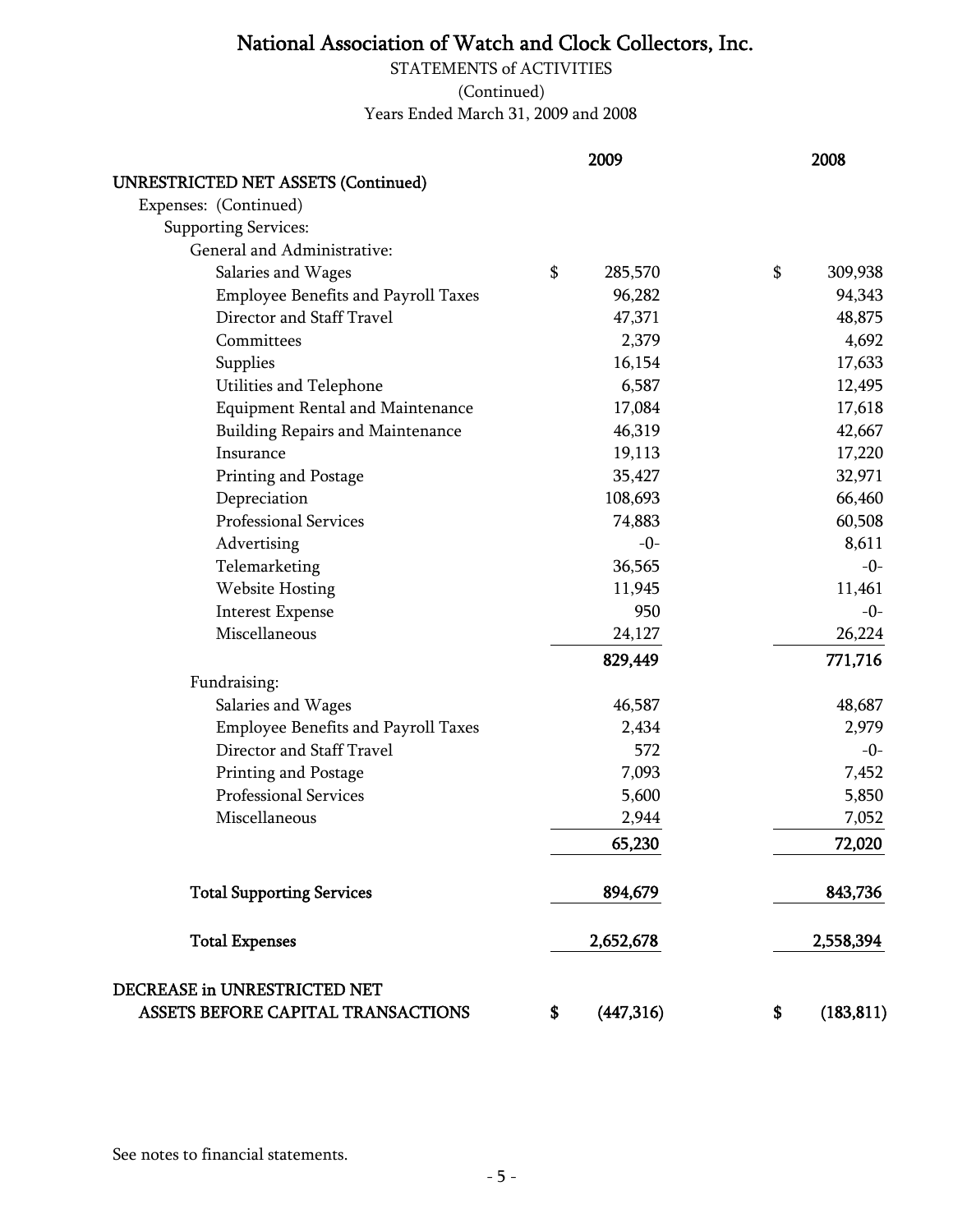# National Association of Watch and Clock Collectors, Inc.

STATEMENTS of ACTIVITIES

(Continued)

Years Ended March 31, 2009 and 2008

| | 2009 | 2008 |
|---|---|---|
| **UNRESTRICTED NET ASSETS (Continued)** | | |
| Expenses: (Continued) | | |
| Supporting Services: | | |
| General and Administrative: | | |
| Salaries and Wages | $ 285,570 | $ 309,938 |
| Employee Benefits and Payroll Taxes | 96,282 | 94,343 |
| Director and Staff Travel | 47,371 | 48,875 |
| Committees | 2,379 | 4,692 |
| Supplies | 16,154 | 17,633 |
| Utilities and Telephone | 6,587 | 12,495 |
| Equipment Rental and Maintenance | 17,084 | 17,618 |
| Building Repairs and Maintenance | 46,319 | 42,667 |
| Insurance | 19,113 | 17,220 |
| Printing and Postage | 35,427 | 32,971 |
| Depreciation | 108,693 | 66,460 |
| Professional Services | 74,883 | 60,508 |
| Advertising | -0- | 8,611 |
| Telemarketing | 36,565 | -0- |
| Website Hosting | 11,945 | 11,461 |
| Interest Expense | 950 | -0- |
| Miscellaneous | 24,127 | 26,224 |
| | **829,449** | **771,716** |
| Fundraising: | | |
| Salaries and Wages | 46,587 | 48,687 |
| Employee Benefits and Payroll Taxes | 2,434 | 2,979 |
| Director and Staff Travel | 572 | -0- |
| Printing and Postage | 7,093 | 7,452 |
| Professional Services | 5,600 | 5,850 |
| Miscellaneous | 2,944 | 7,052 |
| | **65,230** | **72,020** |
| **Total Supporting Services** | **894,679** | **843,736** |
| **Total Expenses** | **2,652,678** | **2,558,394** |
| **DECREASE in UNRESTRICTED NET ASSETS BEFORE CAPITAL TRANSACTIONS** | **$ (447,316)** | **$ (183,811)** |

See notes to financial statements.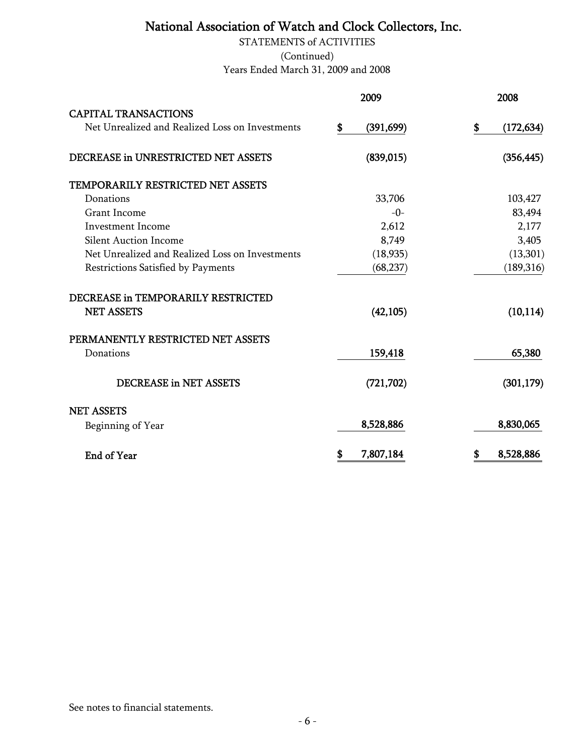# National Association of Watch and Clock Collectors, Inc.

STATEMENTS of ACTIVITIES

(Continued)

Years Ended March 31, 2009 and 2008

| | 2009 | 2008 |
|---|---|---|
| **CAPITAL TRANSACTIONS** | | |
| Net Unrealized and Realized Loss on Investments | $ (391,699) | $ (172,634) |
| **DECREASE in UNRESTRICTED NET ASSETS** | (839,015) | (356,445) |
| **TEMPORARILY RESTRICTED NET ASSETS** | | |
| Donations | 33,706 | 103,427 |
| Grant Income | -0- | 83,494 |
| Investment Income | 2,612 | 2,177 |
| Silent Auction Income | 8,749 | 3,405 |
| Net Unrealized and Realized Loss on Investments | (18,935) | (13,301) |
| Restrictions Satisfied by Payments | (68,237) | (189,316) |
| **DECREASE in TEMPORARILY RESTRICTED NET ASSETS** | (42,105) | (10,114) |
| **PERMANENTLY RESTRICTED NET ASSETS** | | |
| Donations | 159,418 | 65,380 |
| **DECREASE in NET ASSETS** | (721,702) | (301,179) |
| **NET ASSETS** | | |
| Beginning of Year | 8,528,886 | 8,830,065 |
| **End of Year** | $ 7,807,184 | $ 8,528,886 |

See notes to financial statements.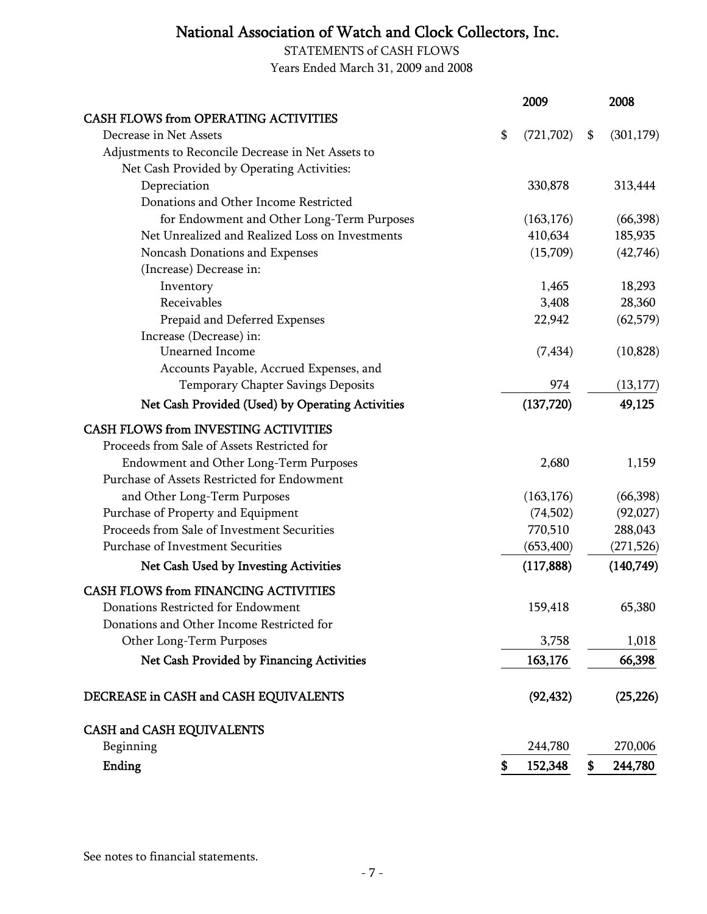# National Association of Watch and Clock Collectors, Inc.

STATEMENTS of CASH FLOWS

Years Ended March 31, 2009 and 2008

| | 2009 | 2008 |
|---|---|---|
| **CASH FLOWS from OPERATING ACTIVITIES** | | |
| Decrease in Net Assets | $ (721,702) | $ (301,179) |
| Adjustments to Reconcile Decrease in Net Assets to Net Cash Provided by Operating Activities: | | |
| Depreciation | 330,878 | 313,444 |
| Donations and Other Income Restricted for Endowment and Other Long-Term Purposes | (163,176) | (66,398) |
| Net Unrealized and Realized Loss on Investments | 410,634 | 185,935 |
| Noncash Donations and Expenses | (15,709) | (42,746) |
| (Increase) Decrease in: | | |
| Inventory | 1,465 | 18,293 |
| Receivables | 3,408 | 28,360 |
| Prepaid and Deferred Expenses | 22,942 | (62,579) |
| Increase (Decrease) in: | | |
| Unearned Income | (7,434) | (10,828) |
| Accounts Payable, Accrued Expenses, and Temporary Chapter Savings Deposits | 974 | (13,177) |
| **Net Cash Provided (Used) by Operating Activities** | **(137,720)** | **49,125** |
| **CASH FLOWS from INVESTING ACTIVITIES** | | |
| Proceeds from Sale of Assets Restricted for Endowment and Other Long-Term Purposes | 2,680 | 1,159 |
| Purchase of Assets Restricted for Endowment and Other Long-Term Purposes | (163,176) | (66,398) |
| Purchase of Property and Equipment | (74,502) | (92,027) |
| Proceeds from Sale of Investment Securities | 770,510 | 288,043 |
| Purchase of Investment Securities | (653,400) | (271,526) |
| **Net Cash Used by Investing Activities** | **(117,888)** | **(140,749)** |
| **CASH FLOWS from FINANCING ACTIVITIES** | | |
| Donations Restricted for Endowment | 159,418 | 65,380 |
| Donations and Other Income Restricted for Other Long-Term Purposes | 3,758 | 1,018 |
| **Net Cash Provided by Financing Activities** | **163,176** | **66,398** |
| **DECREASE in CASH and CASH EQUIVALENTS** | **(92,432)** | **(25,226)** |
| **CASH and CASH EQUIVALENTS** | | |
| Beginning | 244,780 | 270,006 |
| **Ending** | **$ 152,348** | **$ 244,780** |

See notes to financial statements.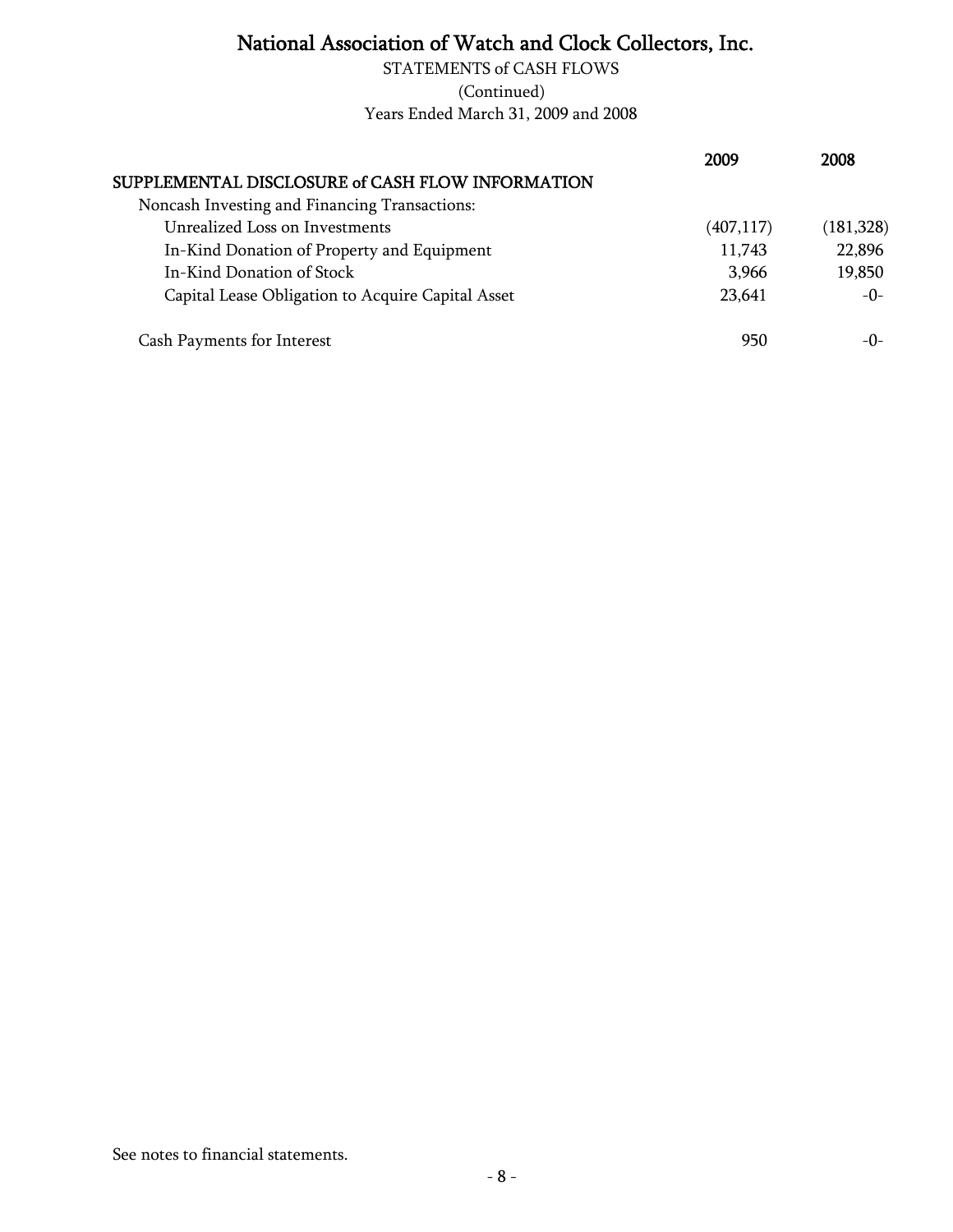# National Association of Watch and Clock Collectors, Inc.

STATEMENTS of CASH FLOWS

(Continued)

Years Ended March 31, 2009 and 2008

| | 2009 | 2008 |
|---|---|---|
| **SUPPLEMENTAL DISCLOSURE of CASH FLOW INFORMATION** | | |
| Noncash Investing and Financing Transactions: | | |
| Unrealized Loss on Investments | (407,117) | (181,328) |
| In-Kind Donation of Property and Equipment | 11,743 | 22,896 |
| In-Kind Donation of Stock | 3,966 | 19,850 |
| Capital Lease Obligation to Acquire Capital Asset | 23,641 | -0- |
| | | |
| Cash Payments for Interest | 950 | -0- |

See notes to financial statements.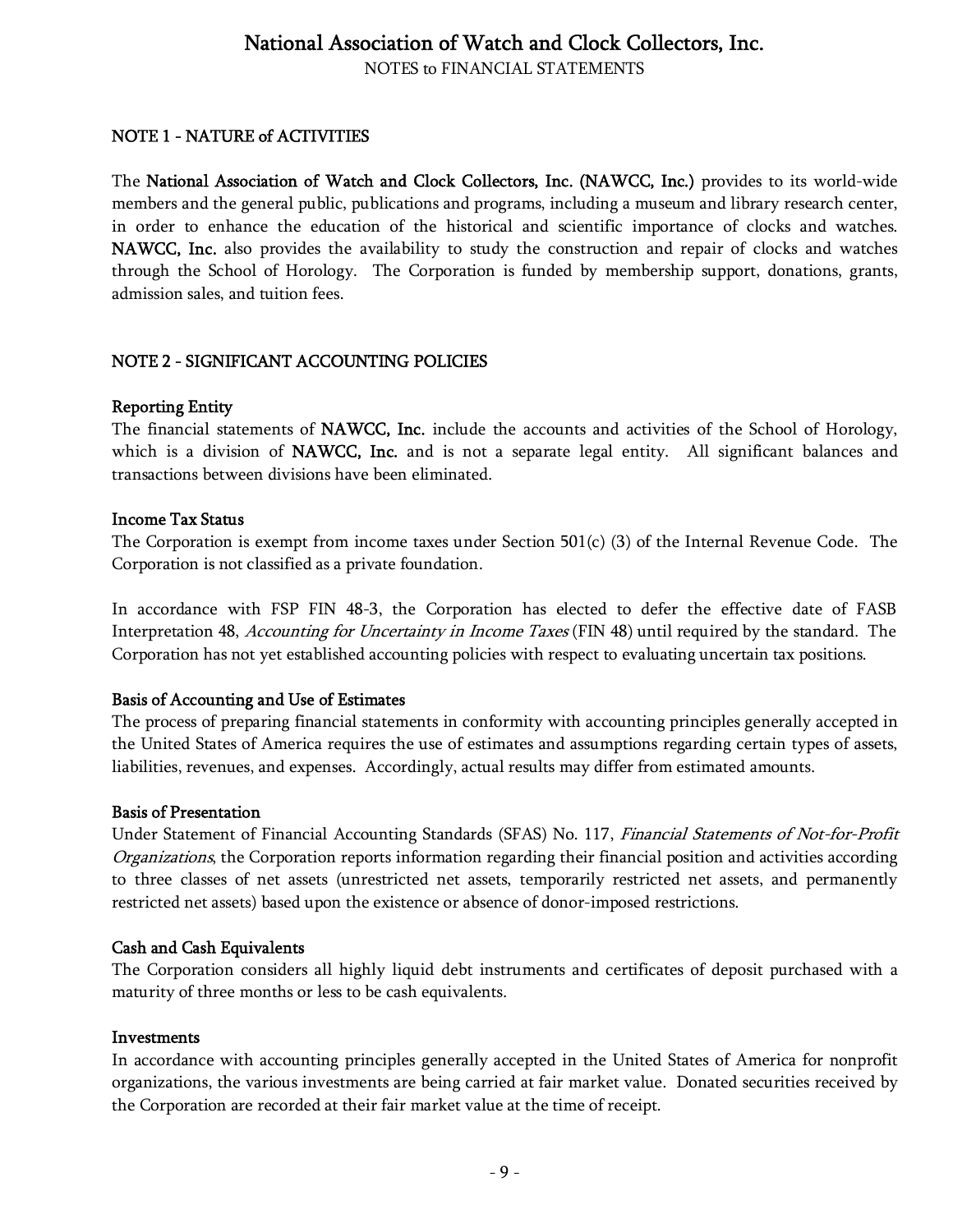# National Association of Watch and Clock Collectors, Inc.

NOTES to FINANCIAL STATEMENTS

## NOTE 1 - NATURE of ACTIVITIES

The **National Association of Watch and Clock Collectors, Inc. (NAWCC, Inc.)** provides to its world-wide members and the general public, publications and programs, including a museum and library research center, in order to enhance the education of the historical and scientific importance of clocks and watches. **NAWCC, Inc.** also provides the availability to study the construction and repair of clocks and watches through the School of Horology. The Corporation is funded by membership support, donations, grants, admission sales, and tuition fees.

## NOTE 2 - SIGNIFICANT ACCOUNTING POLICIES

### Reporting Entity

The financial statements of **NAWCC, Inc.** include the accounts and activities of the School of Horology, which is a division of **NAWCC, Inc.** and is not a separate legal entity. All significant balances and transactions between divisions have been eliminated.

### Income Tax Status

The Corporation is exempt from income taxes under Section 501(c) (3) of the Internal Revenue Code. The Corporation is not classified as a private foundation.

In accordance with FSP FIN 48-3, the Corporation has elected to defer the effective date of FASB Interpretation 48, *Accounting for Uncertainty in Income Taxes* (FIN 48) until required by the standard. The Corporation has not yet established accounting policies with respect to evaluating uncertain tax positions.

### Basis of Accounting and Use of Estimates

The process of preparing financial statements in conformity with accounting principles generally accepted in the United States of America requires the use of estimates and assumptions regarding certain types of assets, liabilities, revenues, and expenses. Accordingly, actual results may differ from estimated amounts.

### Basis of Presentation

Under Statement of Financial Accounting Standards (SFAS) No. 117, *Financial Statements of Not-for-Profit Organizations*, the Corporation reports information regarding their financial position and activities according to three classes of net assets (unrestricted net assets, temporarily restricted net assets, and permanently restricted net assets) based upon the existence or absence of donor-imposed restrictions.

### Cash and Cash Equivalents

The Corporation considers all highly liquid debt instruments and certificates of deposit purchased with a maturity of three months or less to be cash equivalents.

### Investments

In accordance with accounting principles generally accepted in the United States of America for nonprofit organizations, the various investments are being carried at fair market value. Donated securities received by the Corporation are recorded at their fair market value at the time of receipt.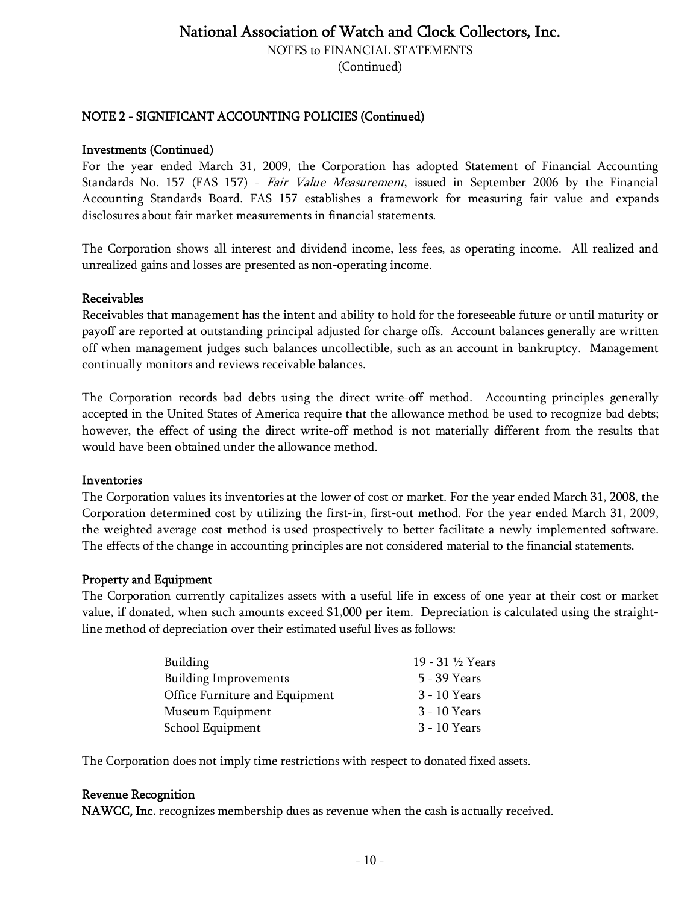# National Association of Watch and Clock Collectors, Inc.

NOTES to FINANCIAL STATEMENTS
(Continued)

## NOTE 2 - SIGNIFICANT ACCOUNTING POLICIES (Continued)

### Investments (Continued)

For the year ended March 31, 2009, the Corporation has adopted Statement of Financial Accounting Standards No. 157 (FAS 157) - *Fair Value Measurement*, issued in September 2006 by the Financial Accounting Standards Board. FAS 157 establishes a framework for measuring fair value and expands disclosures about fair market measurements in financial statements.

The Corporation shows all interest and dividend income, less fees, as operating income. All realized and unrealized gains and losses are presented as non-operating income.

### Receivables

Receivables that management has the intent and ability to hold for the foreseeable future or until maturity or payoff are reported at outstanding principal adjusted for charge offs. Account balances generally are written off when management judges such balances uncollectible, such as an account in bankruptcy. Management continually monitors and reviews receivable balances.

The Corporation records bad debts using the direct write-off method. Accounting principles generally accepted in the United States of America require that the allowance method be used to recognize bad debts; however, the effect of using the direct write-off method is not materially different from the results that would have been obtained under the allowance method.

### Inventories

The Corporation values its inventories at the lower of cost or market. For the year ended March 31, 2008, the Corporation determined cost by utilizing the first-in, first-out method. For the year ended March 31, 2009, the weighted average cost method is used prospectively to better facilitate a newly implemented software. The effects of the change in accounting principles are not considered material to the financial statements.

### Property and Equipment

The Corporation currently capitalizes assets with a useful life in excess of one year at their cost or market value, if donated, when such amounts exceed $1,000 per item. Depreciation is calculated using the straight-line method of depreciation over their estimated useful lives as follows:

| | |
|---|---|
| Building | 19 - 31 ½ Years |
| Building Improvements | 5 - 39 Years |
| Office Furniture and Equipment | 3 - 10 Years |
| Museum Equipment | 3 - 10 Years |
| School Equipment | 3 - 10 Years |

The Corporation does not imply time restrictions with respect to donated fixed assets.

### Revenue Recognition

**NAWCC, Inc.** recognizes membership dues as revenue when the cash is actually received.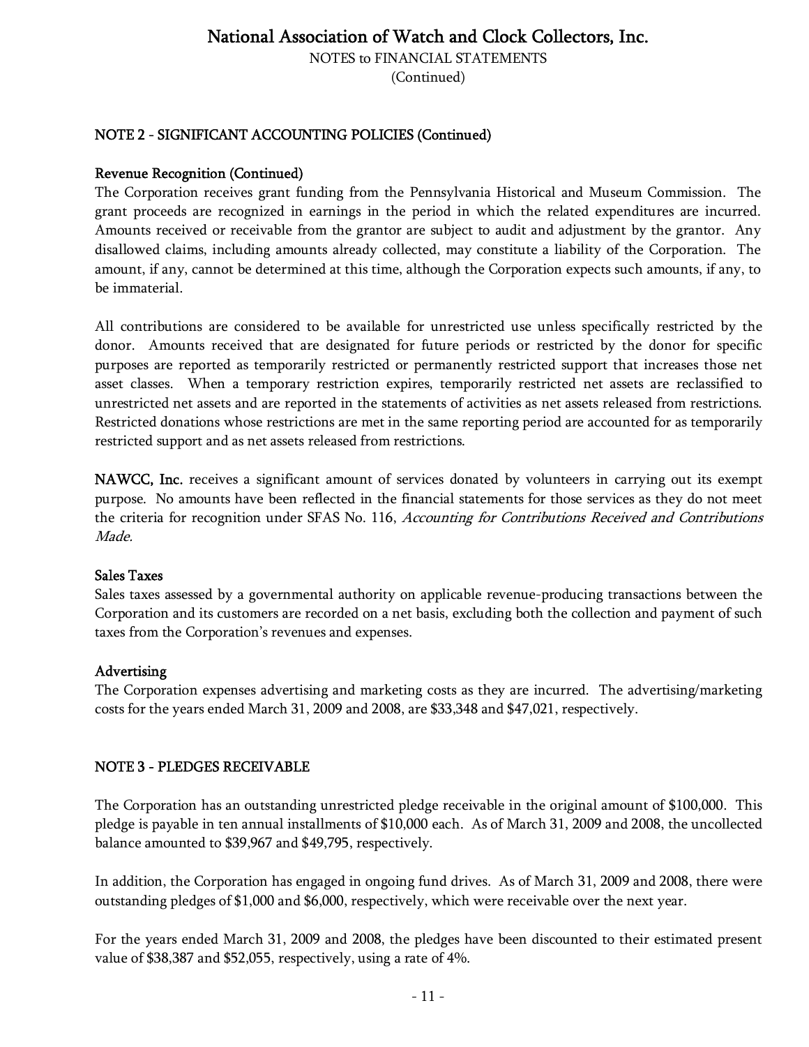# National Association of Watch and Clock Collectors, Inc.

NOTES to FINANCIAL STATEMENTS
(Continued)

## NOTE 2 - SIGNIFICANT ACCOUNTING POLICIES (Continued)

### Revenue Recognition (Continued)

The Corporation receives grant funding from the Pennsylvania Historical and Museum Commission. The grant proceeds are recognized in earnings in the period in which the related expenditures are incurred. Amounts received or receivable from the grantor are subject to audit and adjustment by the grantor. Any disallowed claims, including amounts already collected, may constitute a liability of the Corporation. The amount, if any, cannot be determined at this time, although the Corporation expects such amounts, if any, to be immaterial.

All contributions are considered to be available for unrestricted use unless specifically restricted by the donor. Amounts received that are designated for future periods or restricted by the donor for specific purposes are reported as temporarily restricted or permanently restricted support that increases those net asset classes. When a temporary restriction expires, temporarily restricted net assets are reclassified to unrestricted net assets and are reported in the statements of activities as net assets released from restrictions. Restricted donations whose restrictions are met in the same reporting period are accounted for as temporarily restricted support and as net assets released from restrictions.

**NAWCC, Inc.** receives a significant amount of services donated by volunteers in carrying out its exempt purpose. No amounts have been reflected in the financial statements for those services as they do not meet the criteria for recognition under SFAS No. 116, *Accounting for Contributions Received and Contributions Made.*

### Sales Taxes

Sales taxes assessed by a governmental authority on applicable revenue-producing transactions between the Corporation and its customers are recorded on a net basis, excluding both the collection and payment of such taxes from the Corporation's revenues and expenses.

### Advertising

The Corporation expenses advertising and marketing costs as they are incurred. The advertising/marketing costs for the years ended March 31, 2009 and 2008, are $33,348 and $47,021, respectively.

## NOTE 3 - PLEDGES RECEIVABLE

The Corporation has an outstanding unrestricted pledge receivable in the original amount of $100,000. This pledge is payable in ten annual installments of $10,000 each. As of March 31, 2009 and 2008, the uncollected balance amounted to $39,967 and $49,795, respectively.

In addition, the Corporation has engaged in ongoing fund drives. As of March 31, 2009 and 2008, there were outstanding pledges of $1,000 and $6,000, respectively, which were receivable over the next year.

For the years ended March 31, 2009 and 2008, the pledges have been discounted to their estimated present value of $38,387 and $52,055, respectively, using a rate of 4%.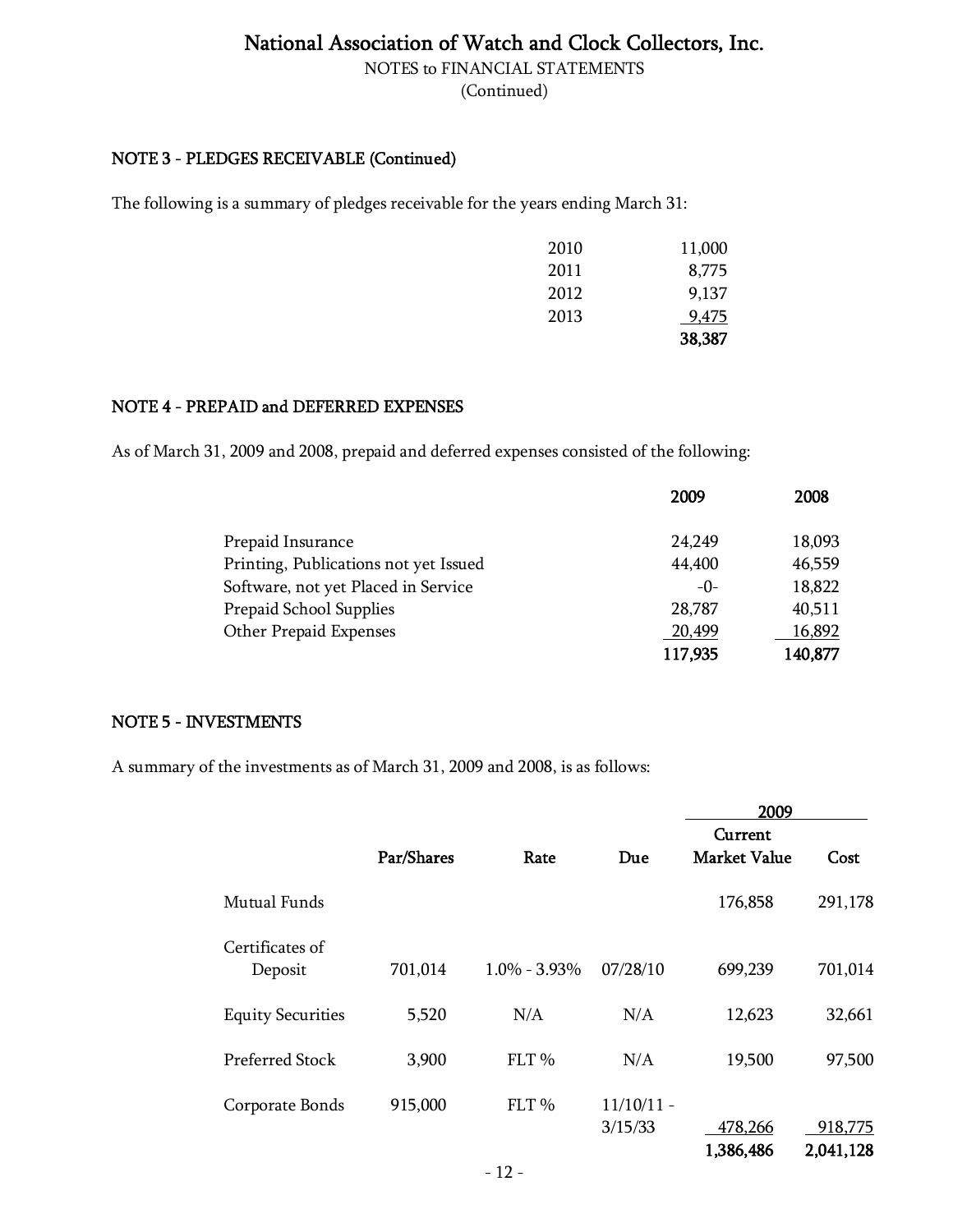# National Association of Watch and Clock Collectors, Inc.

NOTES to FINANCIAL STATEMENTS

(Continued)

## NOTE 3 - PLEDGES RECEIVABLE (Continued)

The following is a summary of pledges receivable for the years ending March 31:

| | |
|---|---|
| 2010 | 11,000 |
| 2011 | 8,775 |
| 2012 | 9,137 |
| 2013 | 9,475 |
| | **38,387** |

## NOTE 4 - PREPAID and DEFERRED EXPENSES

As of March 31, 2009 and 2008, prepaid and deferred expenses consisted of the following:

| | **2009** | **2008** |
|---|---|---|
| Prepaid Insurance | 24,249 | 18,093 |
| Printing, Publications not yet Issued | 44,400 | 46,559 |
| Software, not yet Placed in Service | -0- | 18,822 |
| Prepaid School Supplies | 28,787 | 40,511 |
| Other Prepaid Expenses | 20,499 | 16,892 |
| | **117,935** | **140,877** |

## NOTE 5 - INVESTMENTS

A summary of the investments as of March 31, 2009 and 2008, is as follows:

| | | | | **2009** | |
|---|---|---|---|---|---|
| | **Par/Shares** | **Rate** | **Due** | **Current Market Value** | **Cost** |
| Mutual Funds | | | | 176,858 | 291,178 |
| Certificates of Deposit | 701,014 | 1.0% - 3.93% | 07/28/10 | 699,239 | 701,014 |
| Equity Securities | 5,520 | N/A | N/A | 12,623 | 32,661 |
| Preferred Stock | 3,900 | FLT % | N/A | 19,500 | 97,500 |
| Corporate Bonds | 915,000 | FLT % | 11/10/11 - 3/15/33 | 478,266 | 918,775 |
| | | | | **1,386,486** | **2,041,128** |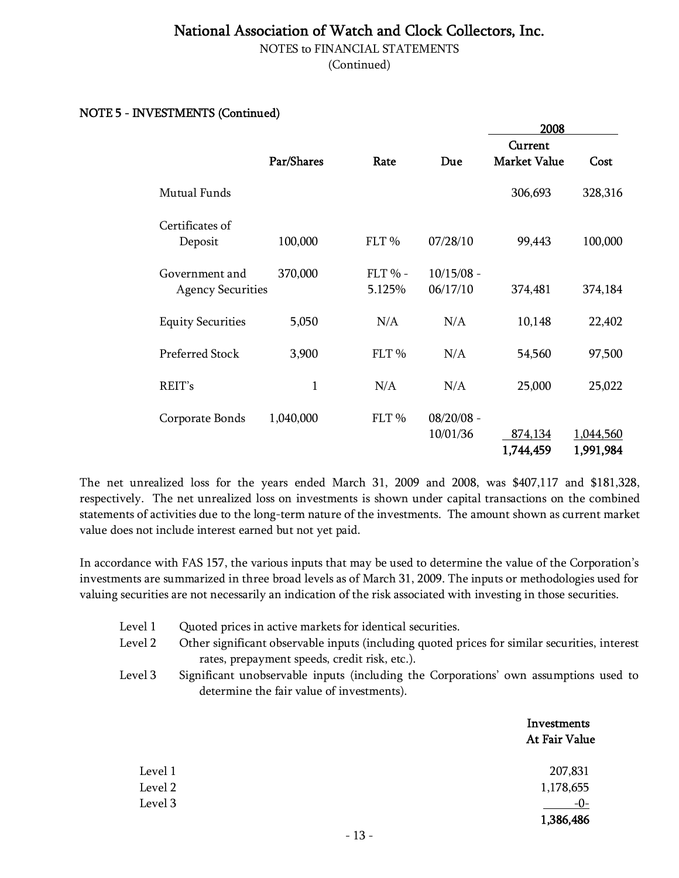National Association of Watch and Clock Collectors, Inc.
NOTES to FINANCIAL STATEMENTS
(Continued)

NOTE 5 - INVESTMENTS (Continued)

| | Par/Shares | Rate | Due | 2008 Current Market Value | 2008 Cost |
|---|---|---|---|---|---|
| Mutual Funds | | | | 306,693 | 328,316 |
| Certificates of Deposit | 100,000 | FLT % | 07/28/10 | 99,443 | 100,000 |
| Government and Agency Securities | 370,000 | FLT % - 5.125% | 10/15/08 - 06/17/10 | 374,481 | 374,184 |
| Equity Securities | 5,050 | N/A | N/A | 10,148 | 22,402 |
| Preferred Stock | 3,900 | FLT % | N/A | 54,560 | 97,500 |
| REIT's | 1 | N/A | N/A | 25,000 | 25,022 |
| Corporate Bonds | 1,040,000 | FLT % | 08/20/08 - 10/01/36 | 874,134 | 1,044,560 |
| | | | | **1,744,459** | **1,991,984** |

The net unrealized loss for the years ended March 31, 2009 and 2008, was $407,117 and $181,328, respectively. The net unrealized loss on investments is shown under capital transactions on the combined statements of activities due to the long-term nature of the investments. The amount shown as current market value does not include interest earned but not yet paid.

In accordance with FAS 157, the various inputs that may be used to determine the value of the Corporation's investments are summarized in three broad levels as of March 31, 2009. The inputs or methodologies used for valuing securities are not necessarily an indication of the risk associated with investing in those securities.

- Level 1 Quoted prices in active markets for identical securities.
- Level 2 Other significant observable inputs (including quoted prices for similar securities, interest rates, prepayment speeds, credit risk, etc.).
- Level 3 Significant unobservable inputs (including the Corporations' own assumptions used to determine the fair value of investments).

| | Investments At Fair Value |
|---|---|
| Level 1 | 207,831 |
| Level 2 | 1,178,655 |
| Level 3 | -0- |
| | **1,386,486** |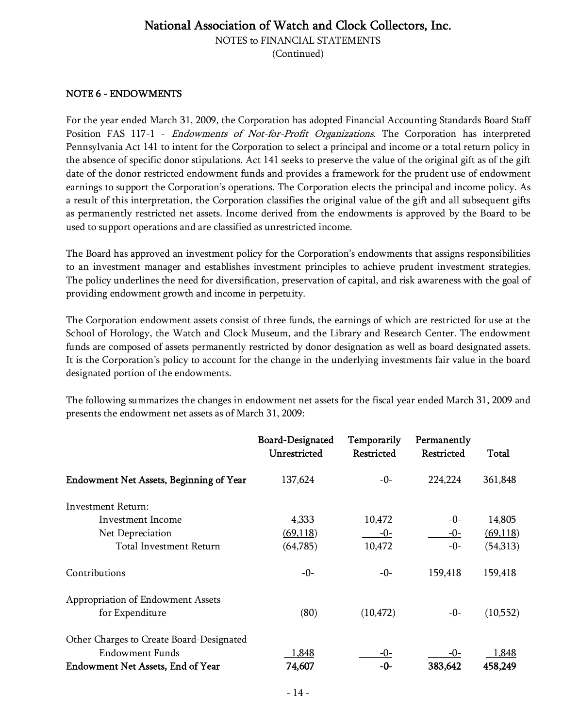# National Association of Watch and Clock Collectors, Inc.

NOTES to FINANCIAL STATEMENTS
(Continued)

## NOTE 6 - ENDOWMENTS

For the year ended March 31, 2009, the Corporation has adopted Financial Accounting Standards Board Staff Position FAS 117-1 - *Endowments of Not-for-Profit Organizations*. The Corporation has interpreted Pennsylvania Act 141 to intent for the Corporation to select a principal and income or a total return policy in the absence of specific donor stipulations. Act 141 seeks to preserve the value of the original gift as of the gift date of the donor restricted endowment funds and provides a framework for the prudent use of endowment earnings to support the Corporation's operations. The Corporation elects the principal and income policy. As a result of this interpretation, the Corporation classifies the original value of the gift and all subsequent gifts as permanently restricted net assets. Income derived from the endowments is approved by the Board to be used to support operations and are classified as unrestricted income.

The Board has approved an investment policy for the Corporation's endowments that assigns responsibilities to an investment manager and establishes investment principles to achieve prudent investment strategies. The policy underlines the need for diversification, preservation of capital, and risk awareness with the goal of providing endowment growth and income in perpetuity.

The Corporation endowment assets consist of three funds, the earnings of which are restricted for use at the School of Horology, the Watch and Clock Museum, and the Library and Research Center. The endowment funds are composed of assets permanently restricted by donor designation as well as board designated assets. It is the Corporation's policy to account for the change in the underlying investments fair value in the board designated portion of the endowments.

The following summarizes the changes in endowment net assets for the fiscal year ended March 31, 2009 and presents the endowment net assets as of March 31, 2009:

| | Board-Designated Unrestricted | Temporarily Restricted | Permanently Restricted | Total |
|---|---|---|---|---|
| **Endowment Net Assets, Beginning of Year** | 137,624 | -0- | 224,224 | 361,848 |
| Investment Return: | | | | |
| Investment Income | 4,333 | 10,472 | -0- | 14,805 |
| Net Depreciation | (69,118) | -0- | -0- | (69,118) |
| Total Investment Return | (64,785) | 10,472 | -0- | (54,313) |
| Contributions | -0- | -0- | 159,418 | 159,418 |
| Appropriation of Endowment Assets for Expenditure | (80) | (10,472) | -0- | (10,552) |
| Other Charges to Create Board-Designated Endowment Funds | 1,848 | -0- | -0- | 1,848 |
| **Endowment Net Assets, End of Year** | **74,607** | **-0-** | **383,642** | **458,249** |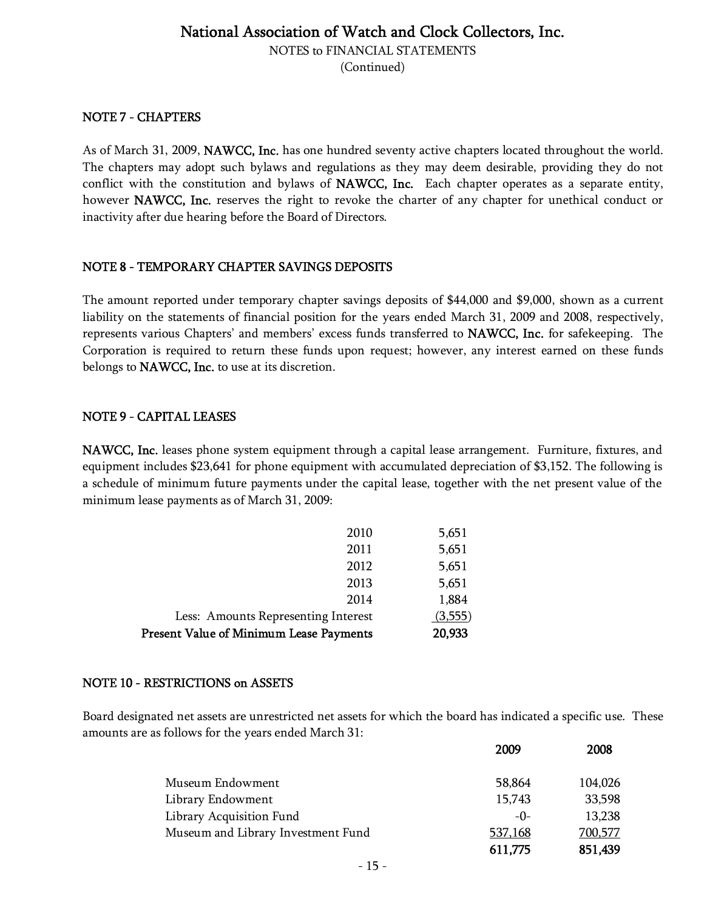## NOTE 7 - CHAPTERS

As of March 31, 2009, **NAWCC, Inc.** has one hundred seventy active chapters located throughout the world. The chapters may adopt such bylaws and regulations as they may deem desirable, providing they do not conflict with the constitution and bylaws of **NAWCC, Inc.** Each chapter operates as a separate entity, however **NAWCC, Inc.** reserves the right to revoke the charter of any chapter for unethical conduct or inactivity after due hearing before the Board of Directors.

## NOTE 8 - TEMPORARY CHAPTER SAVINGS DEPOSITS

The amount reported under temporary chapter savings deposits of $44,000 and $9,000, shown as a current liability on the statements of financial position for the years ended March 31, 2009 and 2008, respectively, represents various Chapters' and members' excess funds transferred to **NAWCC, Inc.** for safekeeping. The Corporation is required to return these funds upon request; however, any interest earned on these funds belongs to **NAWCC, Inc.** to use at its discretion.

## NOTE 9 - CAPITAL LEASES

**NAWCC, Inc.** leases phone system equipment through a capital lease arrangement. Furniture, fixtures, and equipment includes $23,641 for phone equipment with accumulated depreciation of $3,152. The following is a schedule of minimum future payments under the capital lease, together with the net present value of the minimum lease payments as of March 31, 2009:

| | |
|---|---|
| 2010 | 5,651 |
| 2011 | 5,651 |
| 2012 | 5,651 |
| 2013 | 5,651 |
| 2014 | 1,884 |
| Less: Amounts Representing Interest | (3,555) |
| **Present Value of Minimum Lease Payments** | **20,933** |

## NOTE 10 - RESTRICTIONS on ASSETS

Board designated net assets are unrestricted net assets for which the board has indicated a specific use. These amounts are as follows for the years ended March 31:

| | 2009 | 2008 |
|---|---|---|
| Museum Endowment | 58,864 | 104,026 |
| Library Endowment | 15,743 | 33,598 |
| Library Acquisition Fund | -0- | 13,238 |
| Museum and Library Investment Fund | 537,168 | 700,577 |
| | **611,775** | **851,439** |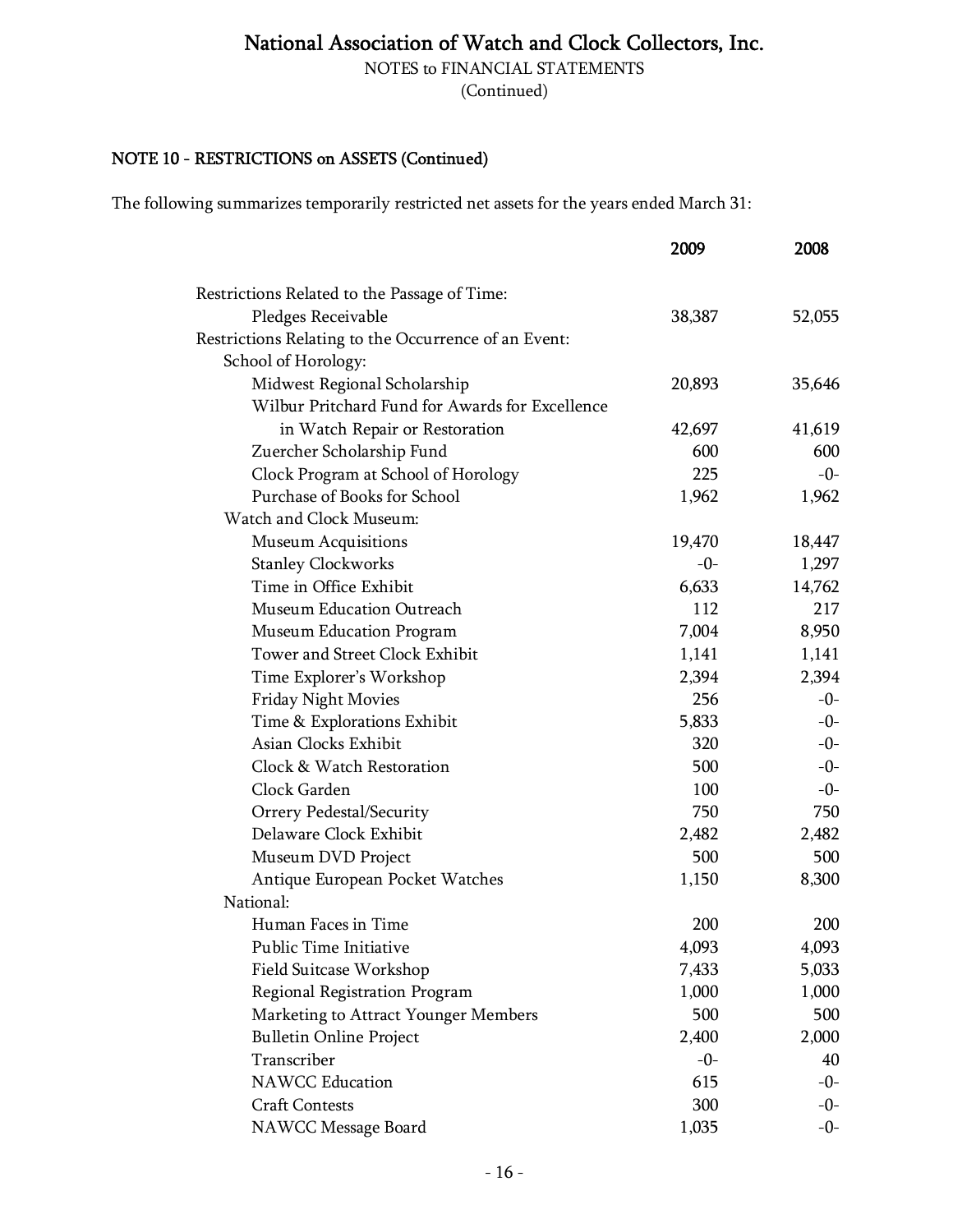# National Association of Watch and Clock Collectors, Inc.

NOTES to FINANCIAL STATEMENTS
(Continued)

## NOTE 10 - RESTRICTIONS on ASSETS (Continued)

The following summarizes temporarily restricted net assets for the years ended March 31:

| | 2009 | 2008 |
|---|---|---|
| Restrictions Related to the Passage of Time: | | |
| Pledges Receivable | 38,387 | 52,055 |
| Restrictions Relating to the Occurrence of an Event: | | |
| School of Horology: | | |
| Midwest Regional Scholarship | 20,893 | 35,646 |
| Wilbur Pritchard Fund for Awards for Excellence in Watch Repair or Restoration | 42,697 | 41,619 |
| Zuercher Scholarship Fund | 600 | 600 |
| Clock Program at School of Horology | 225 | -0- |
| Purchase of Books for School | 1,962 | 1,962 |
| Watch and Clock Museum: | | |
| Museum Acquisitions | 19,470 | 18,447 |
| Stanley Clockworks | -0- | 1,297 |
| Time in Office Exhibit | 6,633 | 14,762 |
| Museum Education Outreach | 112 | 217 |
| Museum Education Program | 7,004 | 8,950 |
| Tower and Street Clock Exhibit | 1,141 | 1,141 |
| Time Explorer's Workshop | 2,394 | 2,394 |
| Friday Night Movies | 256 | -0- |
| Time & Explorations Exhibit | 5,833 | -0- |
| Asian Clocks Exhibit | 320 | -0- |
| Clock & Watch Restoration | 500 | -0- |
| Clock Garden | 100 | -0- |
| Orrery Pedestal/Security | 750 | 750 |
| Delaware Clock Exhibit | 2,482 | 2,482 |
| Museum DVD Project | 500 | 500 |
| Antique European Pocket Watches | 1,150 | 8,300 |
| National: | | |
| Human Faces in Time | 200 | 200 |
| Public Time Initiative | 4,093 | 4,093 |
| Field Suitcase Workshop | 7,433 | 5,033 |
| Regional Registration Program | 1,000 | 1,000 |
| Marketing to Attract Younger Members | 500 | 500 |
| Bulletin Online Project | 2,400 | 2,000 |
| Transcriber | -0- | 40 |
| NAWCC Education | 615 | -0- |
| Craft Contests | 300 | -0- |
| NAWCC Message Board | 1,035 | -0- |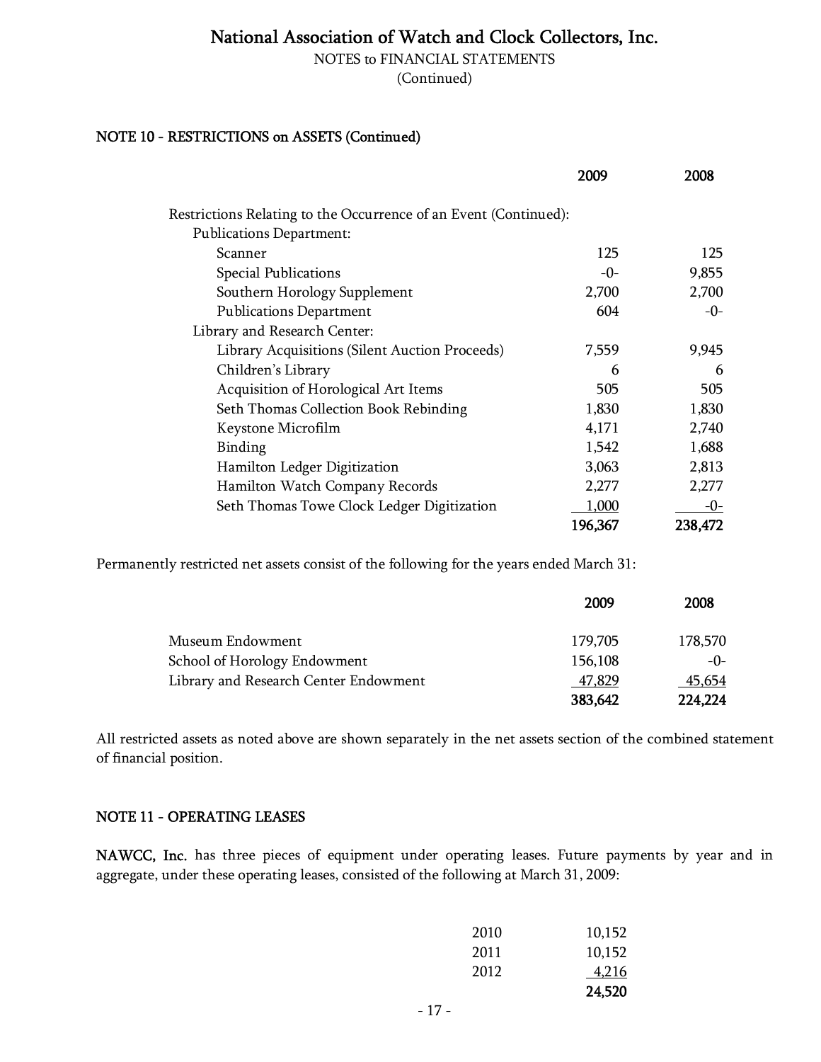# National Association of Watch and Clock Collectors, Inc.

NOTES to FINANCIAL STATEMENTS
(Continued)

## NOTE 10 - RESTRICTIONS on ASSETS (Continued)

| | 2009 | 2008 |
|---|---|---|
| Restrictions Relating to the Occurrence of an Event (Continued): | | |
| Publications Department: | | |
| Scanner | 125 | 125 |
| Special Publications | -0- | 9,855 |
| Southern Horology Supplement | 2,700 | 2,700 |
| Publications Department | 604 | -0- |
| Library and Research Center: | | |
| Library Acquisitions (Silent Auction Proceeds) | 7,559 | 9,945 |
| Children's Library | 6 | 6 |
| Acquisition of Horological Art Items | 505 | 505 |
| Seth Thomas Collection Book Rebinding | 1,830 | 1,830 |
| Keystone Microfilm | 4,171 | 2,740 |
| Binding | 1,542 | 1,688 |
| Hamilton Ledger Digitization | 3,063 | 2,813 |
| Hamilton Watch Company Records | 2,277 | 2,277 |
| Seth Thomas Towe Clock Ledger Digitization | 1,000 | -0- |
| | **196,367** | **238,472** |

Permanently restricted net assets consist of the following for the years ended March 31:

| | 2009 | 2008 |
|---|---|---|
| Museum Endowment | 179,705 | 178,570 |
| School of Horology Endowment | 156,108 | -0- |
| Library and Research Center Endowment | 47,829 | 45,654 |
| | **383,642** | **224,224** |

All restricted assets as noted above are shown separately in the net assets section of the combined statement of financial position.

## NOTE 11 - OPERATING LEASES

**NAWCC, Inc.** has three pieces of equipment under operating leases. Future payments by year and in aggregate, under these operating leases, consisted of the following at March 31, 2009:

| | |
|---|---|
| 2010 | 10,152 |
| 2011 | 10,152 |
| 2012 | 4,216 |
| | **24,520** |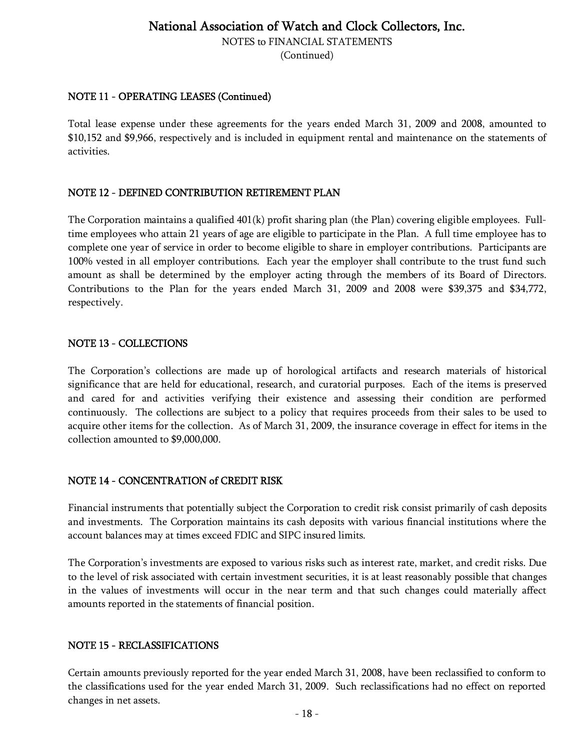## NOTE 11 - OPERATING LEASES (Continued)

Total lease expense under these agreements for the years ended March 31, 2009 and 2008, amounted to $10,152 and $9,966, respectively and is included in equipment rental and maintenance on the statements of activities.

## NOTE 12 - DEFINED CONTRIBUTION RETIREMENT PLAN

The Corporation maintains a qualified 401(k) profit sharing plan (the Plan) covering eligible employees. Full-time employees who attain 21 years of age are eligible to participate in the Plan. A full time employee has to complete one year of service in order to become eligible to share in employer contributions. Participants are 100% vested in all employer contributions. Each year the employer shall contribute to the trust fund such amount as shall be determined by the employer acting through the members of its Board of Directors. Contributions to the Plan for the years ended March 31, 2009 and 2008 were $39,375 and $34,772, respectively.

## NOTE 13 - COLLECTIONS

The Corporation's collections are made up of horological artifacts and research materials of historical significance that are held for educational, research, and curatorial purposes. Each of the items is preserved and cared for and activities verifying their existence and assessing their condition are performed continuously. The collections are subject to a policy that requires proceeds from their sales to be used to acquire other items for the collection. As of March 31, 2009, the insurance coverage in effect for items in the collection amounted to $9,000,000.

## NOTE 14 - CONCENTRATION of CREDIT RISK

Financial instruments that potentially subject the Corporation to credit risk consist primarily of cash deposits and investments. The Corporation maintains its cash deposits with various financial institutions where the account balances may at times exceed FDIC and SIPC insured limits.

The Corporation's investments are exposed to various risks such as interest rate, market, and credit risks. Due to the level of risk associated with certain investment securities, it is at least reasonably possible that changes in the values of investments will occur in the near term and that such changes could materially affect amounts reported in the statements of financial position.

## NOTE 15 - RECLASSIFICATIONS

Certain amounts previously reported for the year ended March 31, 2008, have been reclassified to conform to the classifications used for the year ended March 31, 2009. Such reclassifications had no effect on reported changes in net assets.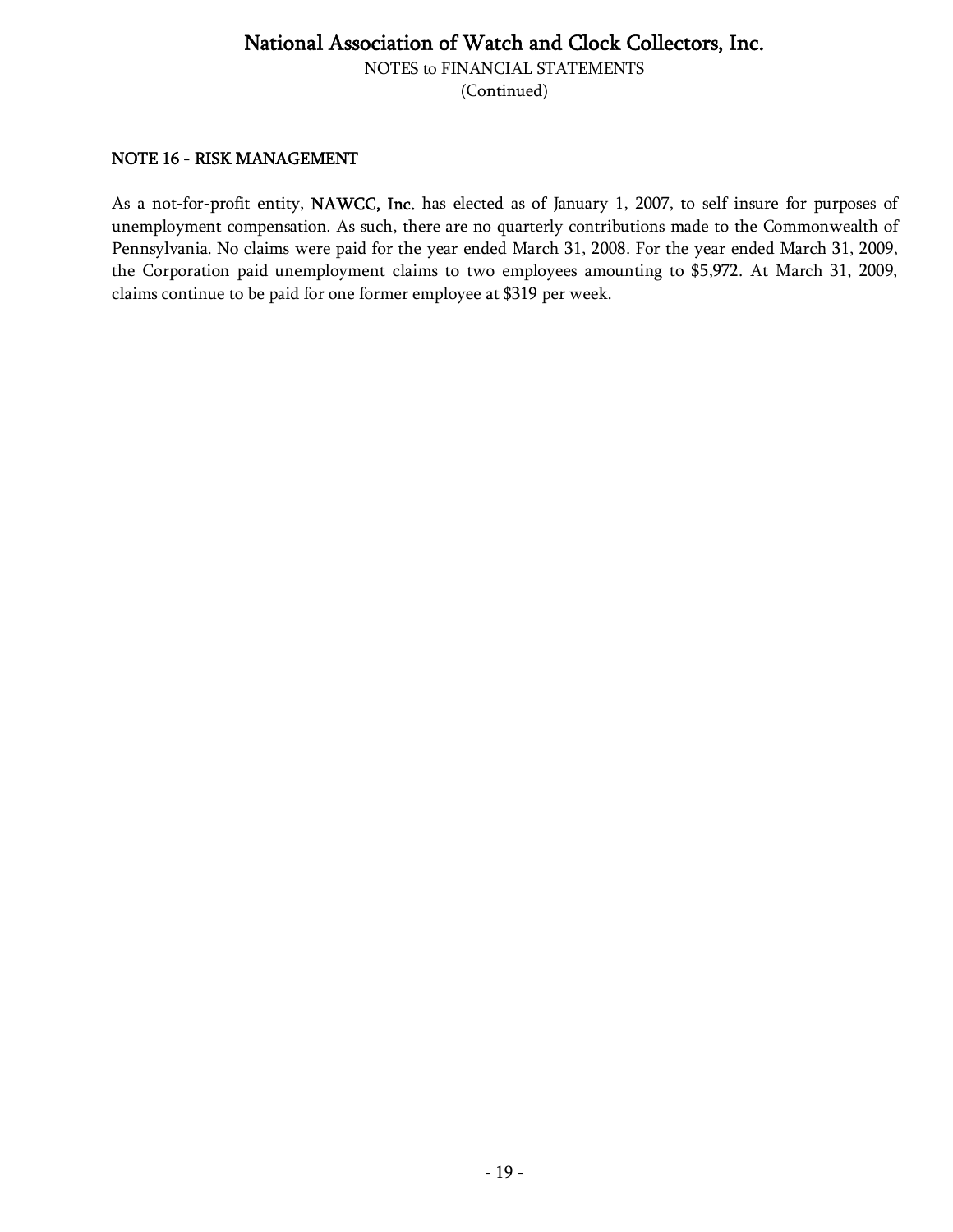## NOTE 16 - RISK MANAGEMENT

As a not-for-profit entity, **NAWCC, Inc.** has elected as of January 1, 2007, to self insure for purposes of unemployment compensation. As such, there are no quarterly contributions made to the Commonwealth of Pennsylvania. No claims were paid for the year ended March 31, 2008. For the year ended March 31, 2009, the Corporation paid unemployment claims to two employees amounting to $5,972. At March 31, 2009, claims continue to be paid for one former employee at $319 per week.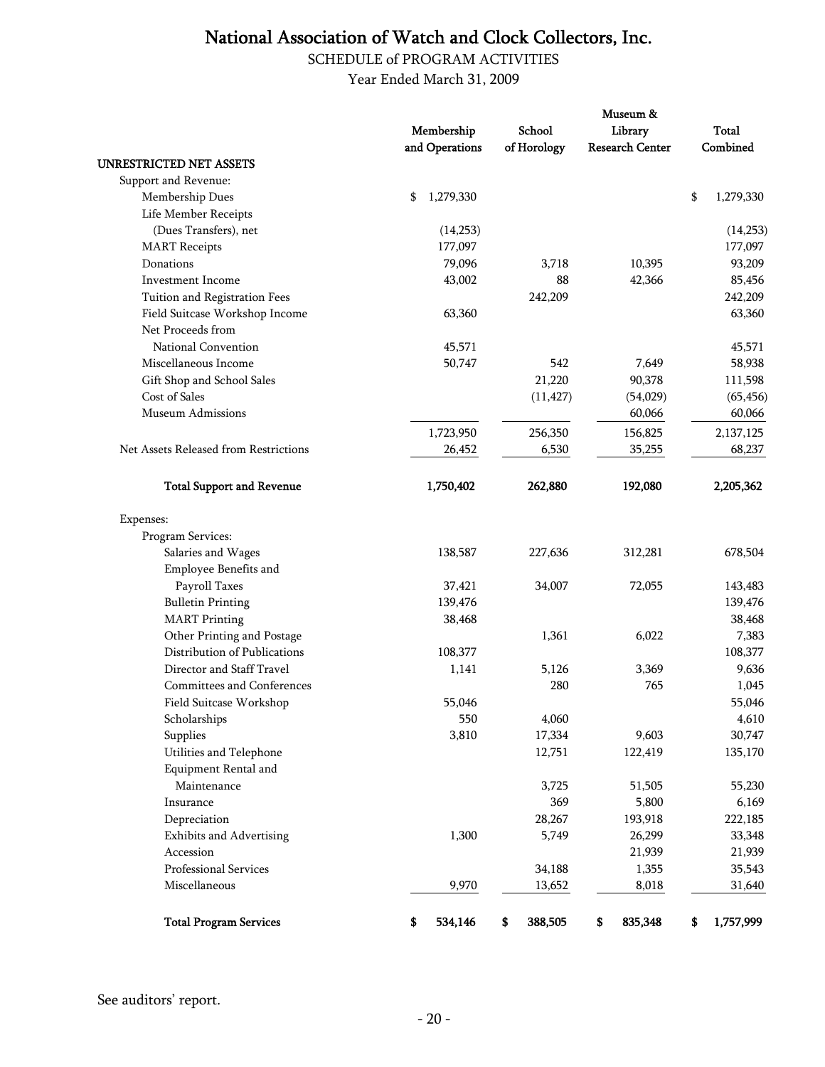# National Association of Watch and Clock Collectors, Inc.

SCHEDULE of PROGRAM ACTIVITIES

Year Ended March 31, 2009

| | Membership and Operations | School of Horology | Museum & Library Research Center | Total Combined |
|---|---|---|---|---|
| **UNRESTRICTED NET ASSETS** | | | | |
| Support and Revenue: | | | | |
| Membership Dues | $ 1,279,330 | | | $ 1,279,330 |
| Life Member Receipts (Dues Transfers), net | (14,253) | | | (14,253) |
| MART Receipts | 177,097 | | | 177,097 |
| Donations | 79,096 | 3,718 | 10,395 | 93,209 |
| Investment Income | 43,002 | 88 | 42,366 | 85,456 |
| Tuition and Registration Fees | | 242,209 | | 242,209 |
| Field Suitcase Workshop Income | 63,360 | | | 63,360 |
| Net Proceeds from National Convention | 45,571 | | | 45,571 |
| Miscellaneous Income | 50,747 | 542 | 7,649 | 58,938 |
| Gift Shop and School Sales | | 21,220 | 90,378 | 111,598 |
| Cost of Sales | | (11,427) | (54,029) | (65,456) |
| Museum Admissions | | | 60,066 | 60,066 |
| | 1,723,950 | 256,350 | 156,825 | 2,137,125 |
| Net Assets Released from Restrictions | 26,452 | 6,530 | 35,255 | 68,237 |
| **Total Support and Revenue** | **1,750,402** | **262,880** | **192,080** | **2,205,362** |
| Expenses: | | | | |
| Program Services: | | | | |
| Salaries and Wages | 138,587 | 227,636 | 312,281 | 678,504 |
| Employee Benefits and Payroll Taxes | 37,421 | 34,007 | 72,055 | 143,483 |
| Bulletin Printing | 139,476 | | | 139,476 |
| MART Printing | 38,468 | | | 38,468 |
| Other Printing and Postage | | 1,361 | 6,022 | 7,383 |
| Distribution of Publications | 108,377 | | | 108,377 |
| Director and Staff Travel | 1,141 | 5,126 | 3,369 | 9,636 |
| Committees and Conferences | | 280 | 765 | 1,045 |
| Field Suitcase Workshop | 55,046 | | | 55,046 |
| Scholarships | 550 | 4,060 | | 4,610 |
| Supplies | 3,810 | 17,334 | 9,603 | 30,747 |
| Utilities and Telephone | | 12,751 | 122,419 | 135,170 |
| Equipment Rental and Maintenance | | 3,725 | 51,505 | 55,230 |
| Insurance | | 369 | 5,800 | 6,169 |
| Depreciation | | 28,267 | 193,918 | 222,185 |
| Exhibits and Advertising | 1,300 | 5,749 | 26,299 | 33,348 |
| Accession | | | 21,939 | 21,939 |
| Professional Services | | 34,188 | 1,355 | 35,543 |
| Miscellaneous | 9,970 | 13,652 | 8,018 | 31,640 |
| **Total Program Services** | **$ 534,146** | **$ 388,505** | **$ 835,348** | **$ 1,757,999** |

See auditors' report.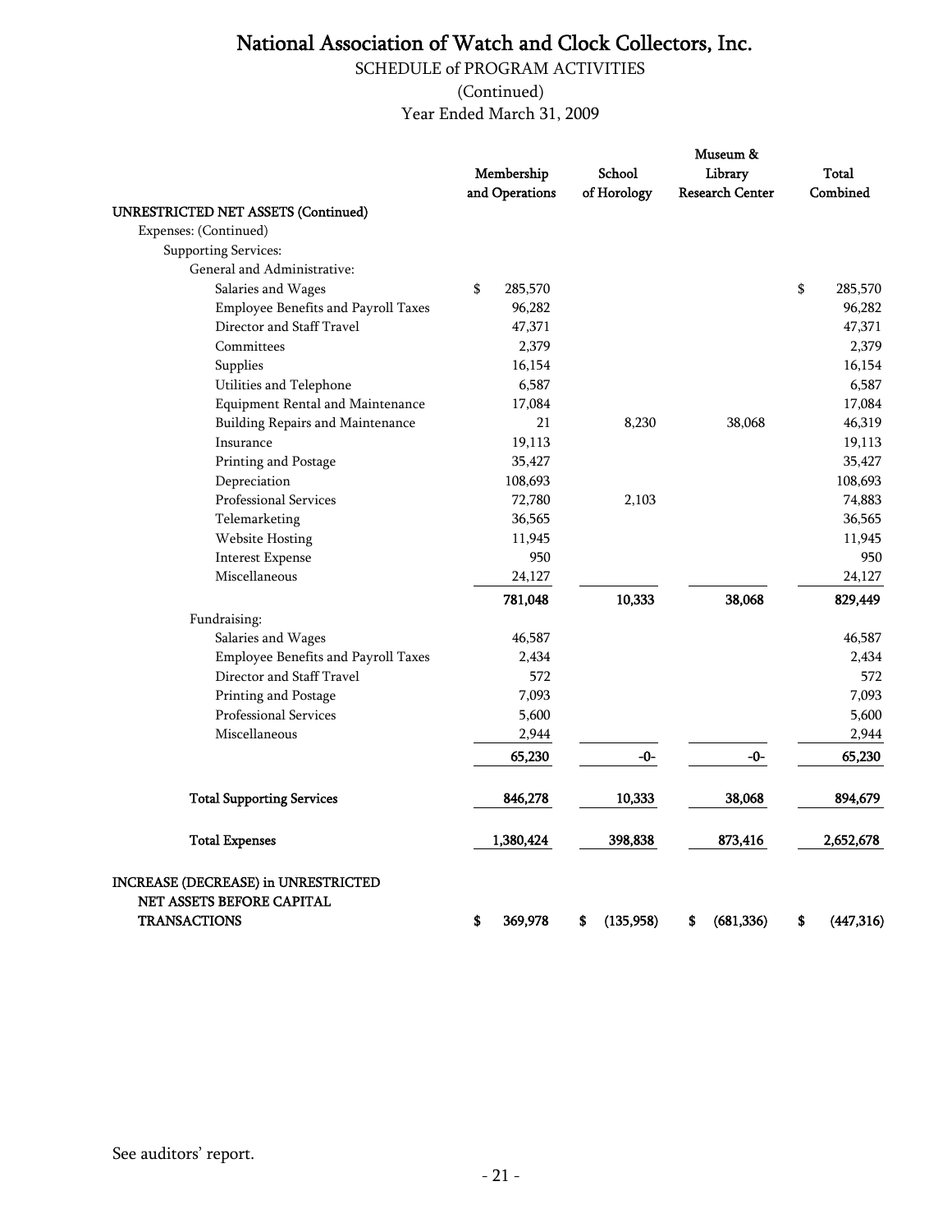# National Association of Watch and Clock Collectors, Inc.

SCHEDULE of PROGRAM ACTIVITIES

(Continued)

Year Ended March 31, 2009

| | Membership and Operations | School of Horology | Museum & Library Research Center | Total Combined |
|---|---|---|---|---|
| **UNRESTRICTED NET ASSETS (Continued)** | | | | |
| Expenses: (Continued) | | | | |
| Supporting Services: | | | | |
| General and Administrative: | | | | |
| Salaries and Wages | $ 285,570 | | | $ 285,570 |
| Employee Benefits and Payroll Taxes | 96,282 | | | 96,282 |
| Director and Staff Travel | 47,371 | | | 47,371 |
| Committees | 2,379 | | | 2,379 |
| Supplies | 16,154 | | | 16,154 |
| Utilities and Telephone | 6,587 | | | 6,587 |
| Equipment Rental and Maintenance | 17,084 | | | 17,084 |
| Building Repairs and Maintenance | 21 | 8,230 | 38,068 | 46,319 |
| Insurance | 19,113 | | | 19,113 |
| Printing and Postage | 35,427 | | | 35,427 |
| Depreciation | 108,693 | | | 108,693 |
| Professional Services | 72,780 | 2,103 | | 74,883 |
| Telemarketing | 36,565 | | | 36,565 |
| Website Hosting | 11,945 | | | 11,945 |
| Interest Expense | 950 | | | 950 |
| Miscellaneous | 24,127 | | | 24,127 |
| | **781,048** | **10,333** | **38,068** | **829,449** |
| Fundraising: | | | | |
| Salaries and Wages | 46,587 | | | 46,587 |
| Employee Benefits and Payroll Taxes | 2,434 | | | 2,434 |
| Director and Staff Travel | 572 | | | 572 |
| Printing and Postage | 7,093 | | | 7,093 |
| Professional Services | 5,600 | | | 5,600 |
| Miscellaneous | 2,944 | | | 2,944 |
| | **65,230** | **-0-** | **-0-** | **65,230** |
| **Total Supporting Services** | **846,278** | **10,333** | **38,068** | **894,679** |
| **Total Expenses** | **1,380,424** | **398,838** | **873,416** | **2,652,678** |
| **INCREASE (DECREASE) in UNRESTRICTED NET ASSETS BEFORE CAPITAL TRANSACTIONS** | **$ 369,978** | **$ (135,958)** | **$ (681,336)** | **$ (447,316)** |

See auditors' report.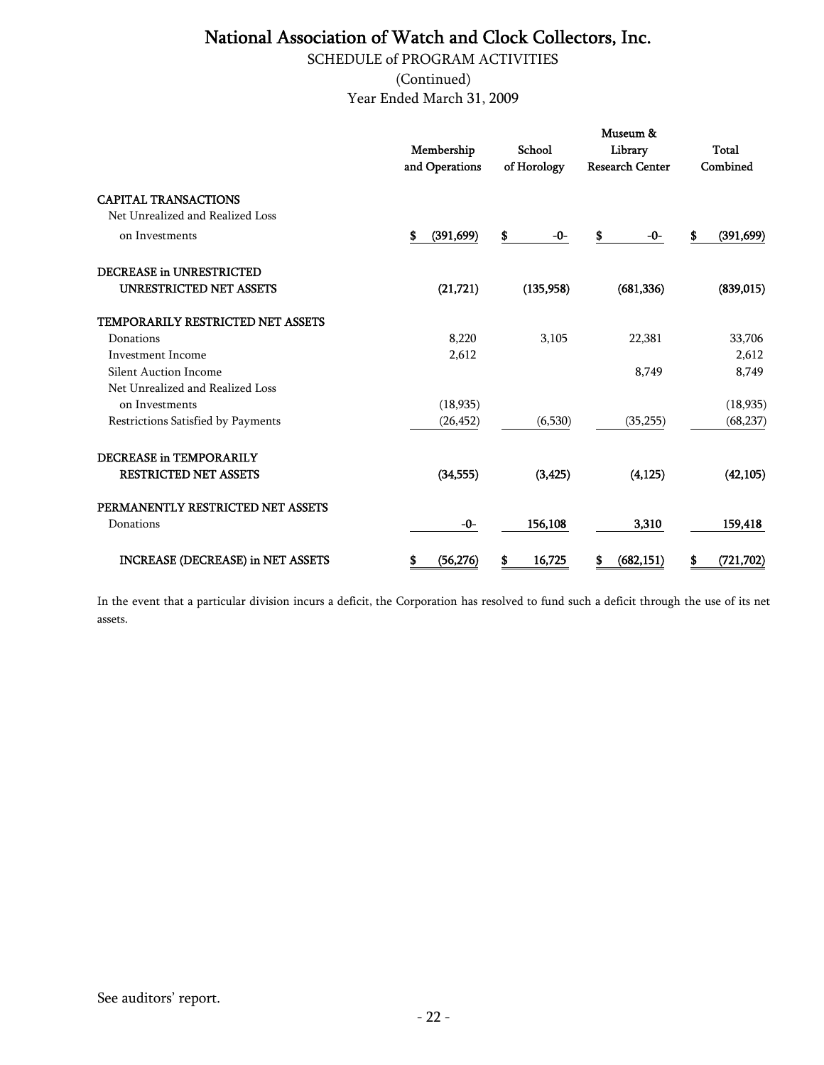# National Association of Watch and Clock Collectors, Inc.

SCHEDULE of PROGRAM ACTIVITIES

(Continued)

Year Ended March 31, 2009

| | Membership and Operations | School of Horology | Museum & Library Research Center | Total Combined |
|---|---|---|---|---|
| **CAPITAL TRANSACTIONS** | | | | |
| Net Unrealized and Realized Loss on Investments | $ (391,699) | $ -0- | $ -0- | $ (391,699) |
| **DECREASE in UNRESTRICTED UNRESTRICTED NET ASSETS** | (21,721) | (135,958) | (681,336) | (839,015) |
| **TEMPORARILY RESTRICTED NET ASSETS** | | | | |
| Donations | 8,220 | 3,105 | 22,381 | 33,706 |
| Investment Income | 2,612 | | | 2,612 |
| Silent Auction Income | | | 8,749 | 8,749 |
| Net Unrealized and Realized Loss on Investments | (18,935) | | | (18,935) |
| Restrictions Satisfied by Payments | (26,452) | (6,530) | (35,255) | (68,237) |
| **DECREASE in TEMPORARILY RESTRICTED NET ASSETS** | (34,555) | (3,425) | (4,125) | (42,105) |
| **PERMANENTLY RESTRICTED NET ASSETS** | | | | |
| Donations | -0- | 156,108 | 3,310 | 159,418 |
| **INCREASE (DECREASE) in NET ASSETS** | $ (56,276) | $ 16,725 | $ (682,151) | $ (721,702) |

In the event that a particular division incurs a deficit, the Corporation has resolved to fund such a deficit through the use of its net assets.

See auditors' report.